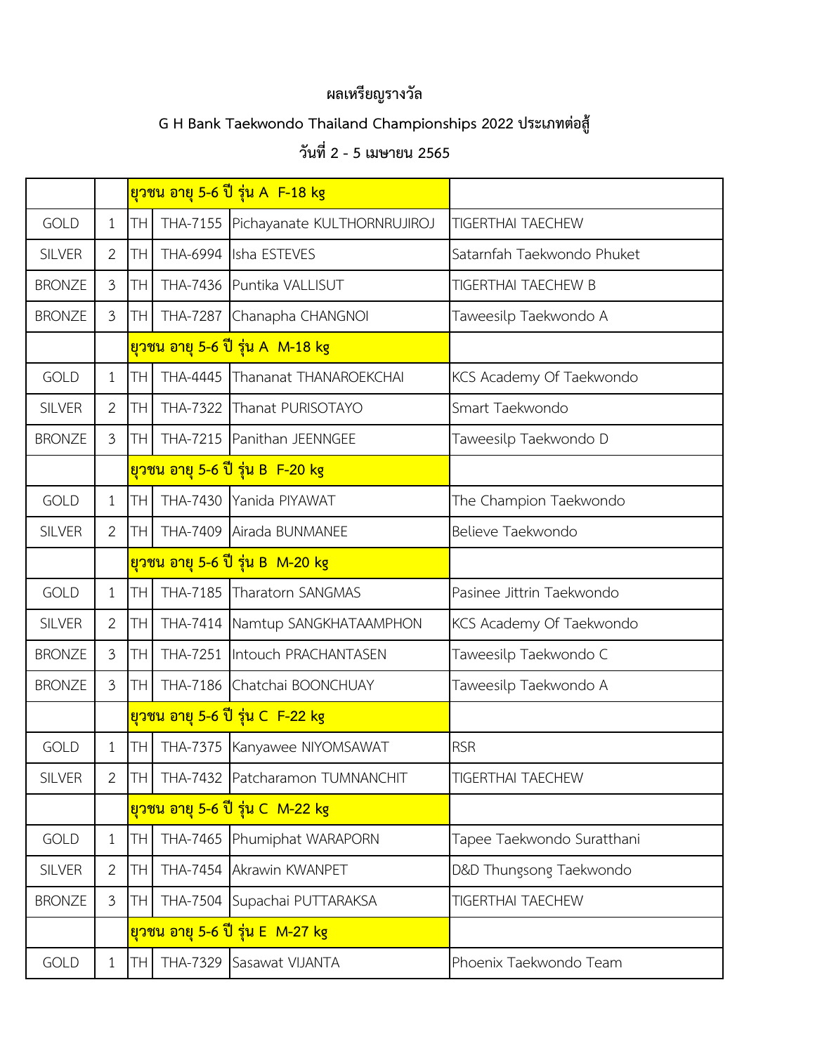# ผลเหรียญรางวัล

## G H Bank Taekwondo Thailand Championships 2022 ประเภทต่อสู้

### วันที่ 2 - 5 เมษายน 2565

| | | | | | |
|---|---|---|---|---|---|
| | | ยุวชน อายุ 5-6 ปี รุ่น A F-18 kg | | | |
| GOLD | 1 | TH | THA-7155 | Pichayanate KULTHORNRUJIROJ | TIGERTHAI TAECHEW |
| SILVER | 2 | TH | THA-6994 | Isha ESTEVES | Satarnfah Taekwondo Phuket |
| BRONZE | 3 | TH | THA-7436 | Puntika VALLISUT | TIGERTHAI TAECHEW B |
| BRONZE | 3 | TH | THA-7287 | Chanapha CHANGNOI | Taweesilp Taekwondo A |
| | | ยุวชน อายุ 5-6 ปี รุ่น A M-18 kg | | | |
| GOLD | 1 | TH | THA-4445 | Thananat THANAROEKCHAI | KCS Academy Of Taekwondo |
| SILVER | 2 | TH | THA-7322 | Thanat PURISOTAYO | Smart Taekwondo |
| BRONZE | 3 | TH | THA-7215 | Panithan JEENNGEE | Taweesilp Taekwondo D |
| | | ยุวชน อายุ 5-6 ปี รุ่น B F-20 kg | | | |
| GOLD | 1 | TH | THA-7430 | Yanida PIYAWAT | The Champion Taekwondo |
| SILVER | 2 | TH | THA-7409 | Airada BUNMANEE | Believe Taekwondo |
| | | ยุวชน อายุ 5-6 ปี รุ่น B M-20 kg | | | |
| GOLD | 1 | TH | THA-7185 | Tharatorn SANGMAS | Pasinee Jittrin Taekwondo |
| SILVER | 2 | TH | THA-7414 | Namtup SANGKHATAAMPHON | KCS Academy Of Taekwondo |
| BRONZE | 3 | TH | THA-7251 | Intouch PRACHANTASEN | Taweesilp Taekwondo C |
| BRONZE | 3 | TH | THA-7186 | Chatchai BOONCHUAY | Taweesilp Taekwondo A |
| | | ยุวชน อายุ 5-6 ปี รุ่น C F-22 kg | | | |
| GOLD | 1 | TH | THA-7375 | Kanyawee NIYOMSAWAT | RSR |
| SILVER | 2 | TH | THA-7432 | Patcharamon TUMNANCHIT | TIGERTHAI TAECHEW |
| | | ยุวชน อายุ 5-6 ปี รุ่น C M-22 kg | | | |
| GOLD | 1 | TH | THA-7465 | Phumiphat WARAPORN | Tapee Taekwondo Suratthani |
| SILVER | 2 | TH | THA-7454 | Akrawin KWANPET | D&D Thungsong Taekwondo |
| BRONZE | 3 | TH | THA-7504 | Supachai PUTTARAKSA | TIGERTHAI TAECHEW |
| | | ยุวชน อายุ 5-6 ปี รุ่น E M-27 kg | | | |
| GOLD | 1 | TH | THA-7329 | Sasawat VIJANTA | Phoenix Taekwondo Team |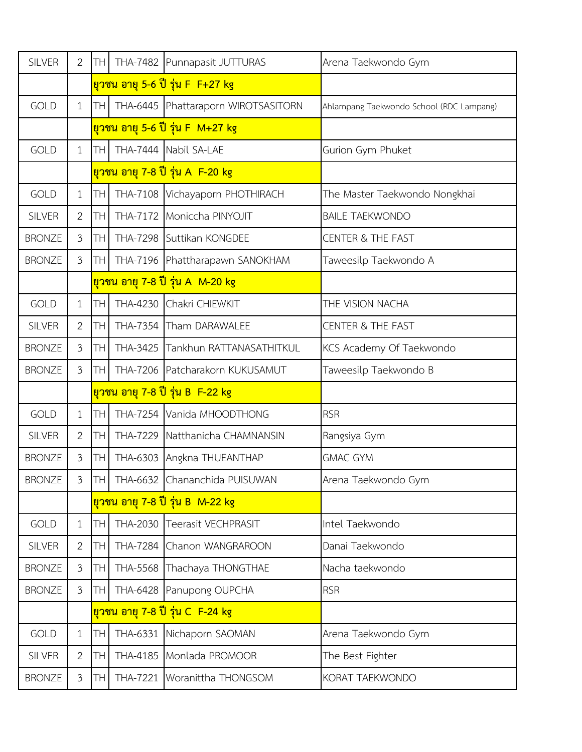| | | | | | |
|---|---|---|---|---|---|
| SILVER | 2 | TH | THA-7482 | Punnapasit JUTTURAS | Arena Taekwondo Gym |
| | | ยุวชน อายุ 5-6 ปี รุ่น F F+27 kg | | | |
| GOLD | 1 | TH | THA-6445 | Phattaraporn WIROTSASITORN | Ahlampang Taekwondo School (RDC Lampang) |
| | | ยุวชน อายุ 5-6 ปี รุ่น F M+27 kg | | | |
| GOLD | 1 | TH | THA-7444 | Nabil SA-LAE | Gurion Gym Phuket |
| | | ยุวชน อายุ 7-8 ปี รุ่น A F-20 kg | | | |
| GOLD | 1 | TH | THA-7108 | Vichayaporn PHOTHIRACH | The Master Taekwondo Nongkhai |
| SILVER | 2 | TH | THA-7172 | Moniccha PINYOJIT | BAILE TAEKWONDO |
| BRONZE | 3 | TH | THA-7298 | Suttikan KONGDEE | CENTER & THE FAST |
| BRONZE | 3 | TH | THA-7196 | Phattharapawn SANOKHAM | Taweesilp Taekwondo A |
| | | ยุวชน อายุ 7-8 ปี รุ่น A M-20 kg | | | |
| GOLD | 1 | TH | THA-4230 | Chakri CHIEWKIT | THE VISION NACHA |
| SILVER | 2 | TH | THA-7354 | Tham DARAWALEE | CENTER & THE FAST |
| BRONZE | 3 | TH | THA-3425 | Tankhun RATTANASATHITKUL | KCS Academy Of Taekwondo |
| BRONZE | 3 | TH | THA-7206 | Patcharakorn KUKUSAMUT | Taweesilp Taekwondo B |
| | | ยุวชน อายุ 7-8 ปี รุ่น B F-22 kg | | | |
| GOLD | 1 | TH | THA-7254 | Vanida MHOODTHONG | RSR |
| SILVER | 2 | TH | THA-7229 | Natthanicha CHAMNANSIN | Rangsiya Gym |
| BRONZE | 3 | TH | THA-6303 | Angkna THUEANTHAP | GMAC GYM |
| BRONZE | 3 | TH | THA-6632 | Chananchida PUISUWAN | Arena Taekwondo Gym |
| | | ยุวชน อายุ 7-8 ปี รุ่น B M-22 kg | | | |
| GOLD | 1 | TH | THA-2030 | Teerasit VECHPRASIT | Intel Taekwondo |
| SILVER | 2 | TH | THA-7284 | Chanon WANGRAROON | Danai Taekwondo |
| BRONZE | 3 | TH | THA-5568 | Thachaya THONGTHAE | Nacha taekwondo |
| BRONZE | 3 | TH | THA-6428 | Panupong OUPCHA | RSR |
| | | ยุวชน อายุ 7-8 ปี รุ่น C F-24 kg | | | |
| GOLD | 1 | TH | THA-6331 | Nichaporn SAOMAN | Arena Taekwondo Gym |
| SILVER | 2 | TH | THA-4185 | Monlada PROMOOR | The Best Fighter |
| BRONZE | 3 | TH | THA-7221 | Woranittha THONGSOM | KORAT TAEKWONDO |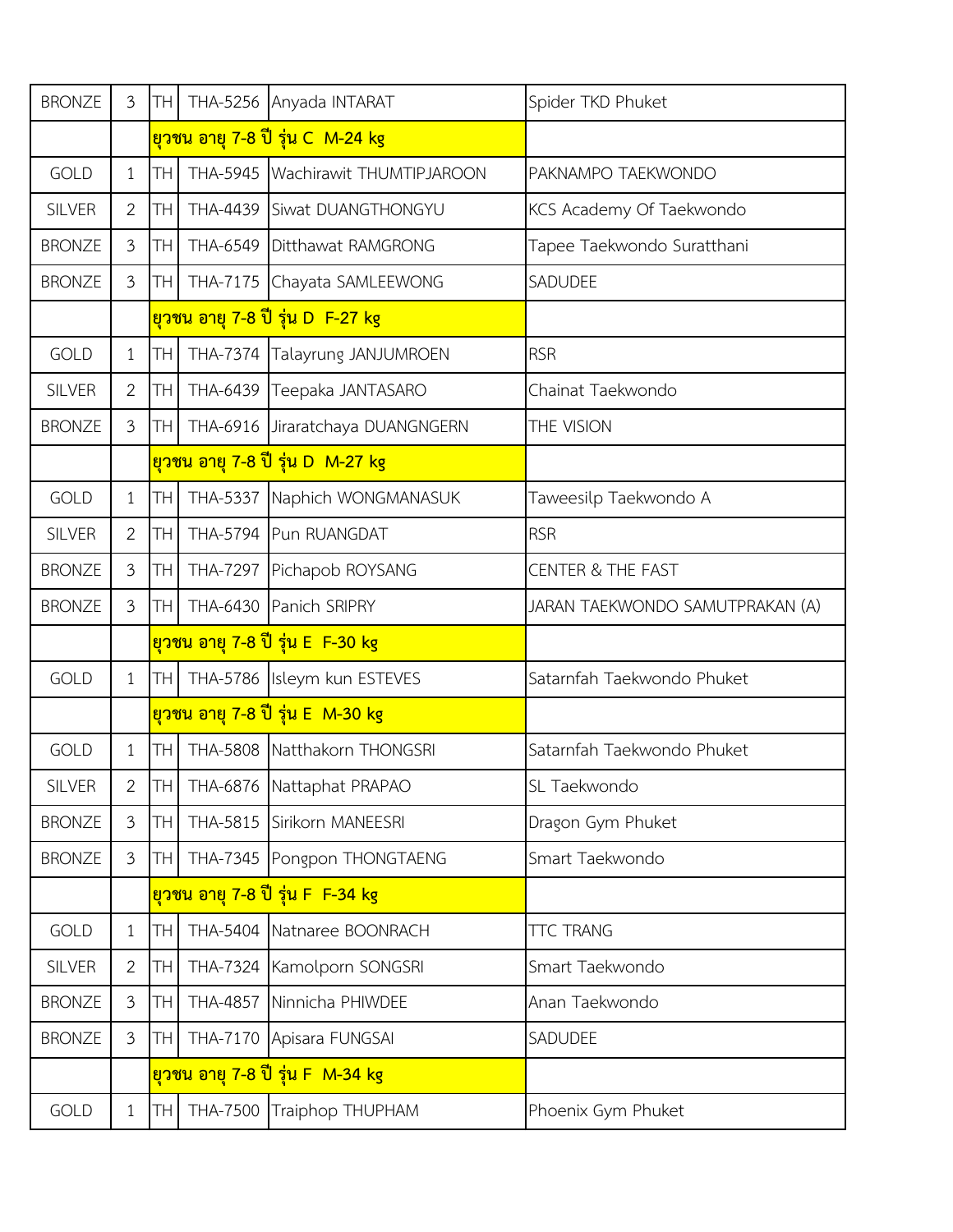| | | | | | |
|---|---|---|---|---|---|
| BRONZE | 3 | TH | THA-5256 | Anyada INTARAT | Spider TKD Phuket |
| | | ยุวชน อายุ 7-8 ปี รุ่น C M-24 kg | | | |
| GOLD | 1 | TH | THA-5945 | Wachirawit THUMTIPJAROON | PAKNAMPO TAEKWONDO |
| SILVER | 2 | TH | THA-4439 | Siwat DUANGTHONGYU | KCS Academy Of Taekwondo |
| BRONZE | 3 | TH | THA-6549 | Ditthawat RAMGRONG | Tapee Taekwondo Suratthani |
| BRONZE | 3 | TH | THA-7175 | Chayata SAMLEEWONG | SADUDEE |
| | | ยุวชน อายุ 7-8 ปี รุ่น D F-27 kg | | | |
| GOLD | 1 | TH | THA-7374 | Talayrung JANJUMROEN | RSR |
| SILVER | 2 | TH | THA-6439 | Teepaka JANTASARO | Chainat Taekwondo |
| BRONZE | 3 | TH | THA-6916 | Jiraratchaya DUANGNGERN | THE VISION |
| | | ยุวชน อายุ 7-8 ปี รุ่น D M-27 kg | | | |
| GOLD | 1 | TH | THA-5337 | Naphich WONGMANASUK | Taweesilp Taekwondo A |
| SILVER | 2 | TH | THA-5794 | Pun RUANGDAT | RSR |
| BRONZE | 3 | TH | THA-7297 | Pichapob ROYSANG | CENTER & THE FAST |
| BRONZE | 3 | TH | THA-6430 | Panich SRIPRY | JARAN TAEKWONDO SAMUTPRAKAN (A) |
| | | ยุวชน อายุ 7-8 ปี รุ่น E F-30 kg | | | |
| GOLD | 1 | TH | THA-5786 | Isleym kun ESTEVES | Satarnfah Taekwondo Phuket |
| | | ยุวชน อายุ 7-8 ปี รุ่น E M-30 kg | | | |
| GOLD | 1 | TH | THA-5808 | Natthakorn THONGSRI | Satarnfah Taekwondo Phuket |
| SILVER | 2 | TH | THA-6876 | Nattaphat PRAPAO | SL Taekwondo |
| BRONZE | 3 | TH | THA-5815 | Sirikorn MANEESRI | Dragon Gym Phuket |
| BRONZE | 3 | TH | THA-7345 | Pongpon THONGTAENG | Smart Taekwondo |
| | | ยุวชน อายุ 7-8 ปี รุ่น F F-34 kg | | | |
| GOLD | 1 | TH | THA-5404 | Natnaree BOONRACH | TTC TRANG |
| SILVER | 2 | TH | THA-7324 | Kamolporn SONGSRI | Smart Taekwondo |
| BRONZE | 3 | TH | THA-4857 | Ninnicha PHIWDEE | Anan Taekwondo |
| BRONZE | 3 | TH | THA-7170 | Apisara FUNGSAI | SADUDEE |
| | | ยุวชน อายุ 7-8 ปี รุ่น F M-34 kg | | | |
| GOLD | 1 | TH | THA-7500 | Traiphop THUPHAM | Phoenix Gym Phuket |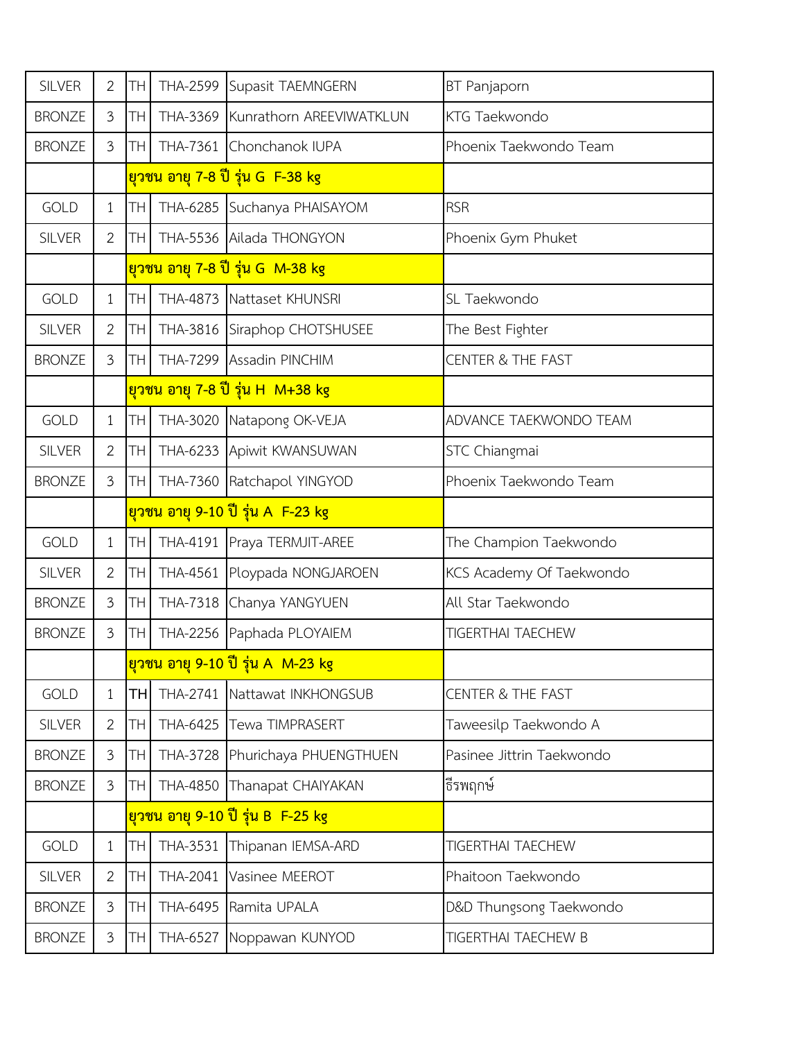| | | | | | |
|---|---|---|---|---|---|
| SILVER | 2 | TH | THA-2599 | Supasit TAEMNGERN | BT Panjaporn |
| BRONZE | 3 | TH | THA-3369 | Kunrathorn AREEVIWATKLUN | KTG Taekwondo |
| BRONZE | 3 | TH | THA-7361 | Chonchanok IUPA | Phoenix Taekwondo Team |
| | | **ยุวชน อายุ 7-8 ปี รุ่น G F-38 kg** | | | |
| GOLD | 1 | TH | THA-6285 | Suchanya PHAISAYOM | RSR |
| SILVER | 2 | TH | THA-5536 | Ailada THONGYON | Phoenix Gym Phuket |
| | | **ยุวชน อายุ 7-8 ปี รุ่น G M-38 kg** | | | |
| GOLD | 1 | TH | THA-4873 | Nattaset KHUNSRI | SL Taekwondo |
| SILVER | 2 | TH | THA-3816 | Siraphop CHOTSHUSEE | The Best Fighter |
| BRONZE | 3 | TH | THA-7299 | Assadin PINCHIM | CENTER & THE FAST |
| | | **ยุวชน อายุ 7-8 ปี รุ่น H M+38 kg** | | | |
| GOLD | 1 | TH | THA-3020 | Natapong OK-VEJA | ADVANCE TAEKWONDO TEAM |
| SILVER | 2 | TH | THA-6233 | Apiwit KWANSUWAN | STC Chiangmai |
| BRONZE | 3 | TH | THA-7360 | Ratchapol YINGYOD | Phoenix Taekwondo Team |
| | | **ยุวชน อายุ 9-10 ปี รุ่น A F-23 kg** | | | |
| GOLD | 1 | TH | THA-4191 | Praya TERMJIT-AREE | The Champion Taekwondo |
| SILVER | 2 | TH | THA-4561 | Ploypada NONGJAROEN | KCS Academy Of Taekwondo |
| BRONZE | 3 | TH | THA-7318 | Chanya YANGYUEN | All Star Taekwondo |
| BRONZE | 3 | TH | THA-2256 | Paphada PLOYAIEM | TIGERTHAI TAECHEW |
| | | **ยุวชน อายุ 9-10 ปี รุ่น A M-23 kg** | | | |
| GOLD | 1 | TH | THA-2741 | Nattawat INKHONGSUB | CENTER & THE FAST |
| SILVER | 2 | TH | THA-6425 | Tewa TIMPRASERT | Taweesilp Taekwondo A |
| BRONZE | 3 | TH | THA-3728 | Phurichaya PHUENGTHUEN | Pasinee Jittrin Taekwondo |
| BRONZE | 3 | TH | THA-4850 | Thanapat CHAIYAKAN | ธีรพฤกษ์ |
| | | **ยุวชน อายุ 9-10 ปี รุ่น B F-25 kg** | | | |
| GOLD | 1 | TH | THA-3531 | Thipanan IEMSA-ARD | TIGERTHAI TAECHEW |
| SILVER | 2 | TH | THA-2041 | Vasinee MEEROT | Phaitoon Taekwondo |
| BRONZE | 3 | TH | THA-6495 | Ramita UPALA | D&D Thungsong Taekwondo |
| BRONZE | 3 | TH | THA-6527 | Noppawan KUNYOD | TIGERTHAI TAECHEW B |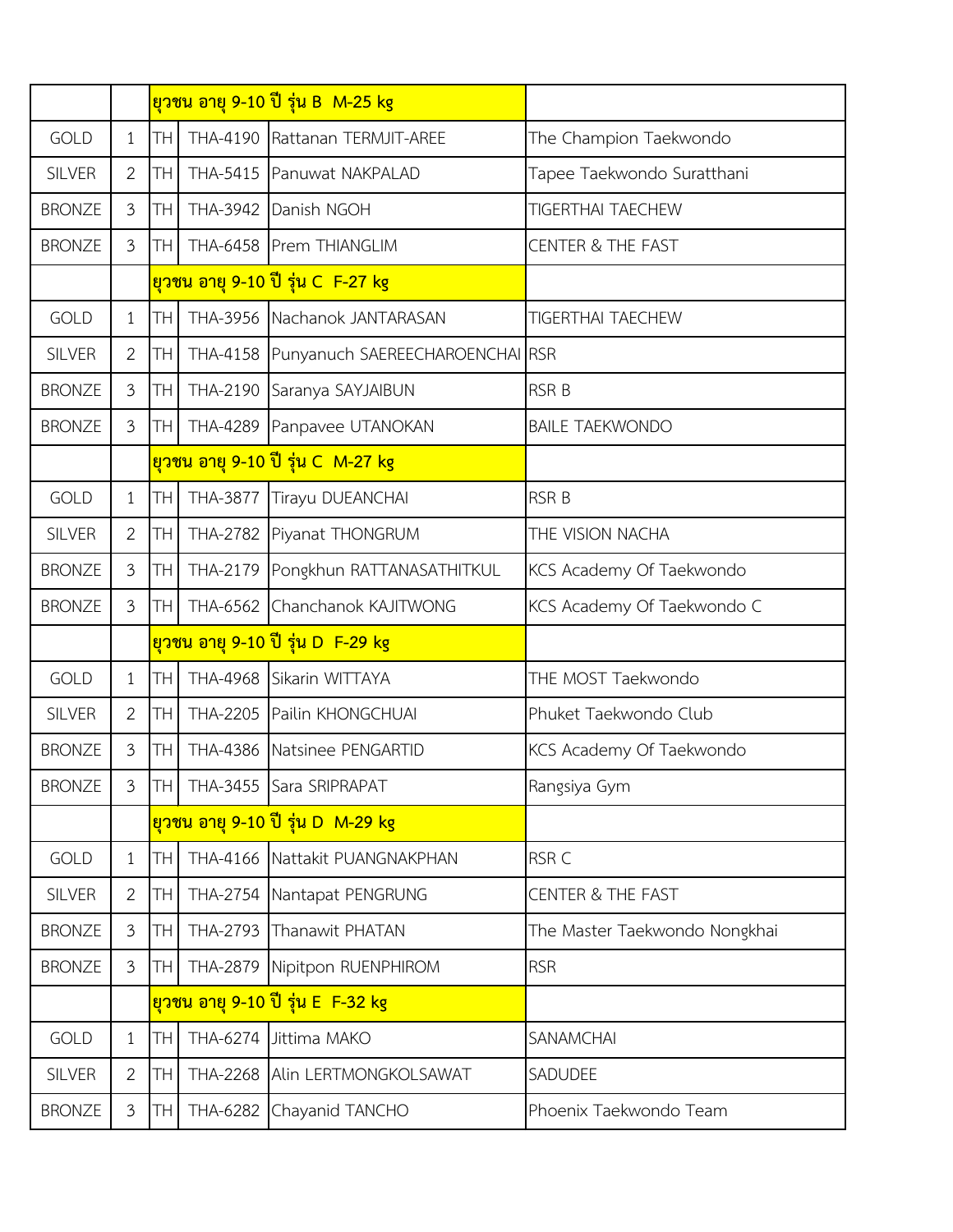| | | | | ยุวชน อายุ 9-10 ปี รุ่น B M-25 kg | |
|---|---|---|---|---|---|
| GOLD | 1 | TH | THA-4190 | Rattanan TERMJIT-AREE | The Champion Taekwondo |
| SILVER | 2 | TH | THA-5415 | Panuwat NAKPALAD | Tapee Taekwondo Suratthani |
| BRONZE | 3 | TH | THA-3942 | Danish NGOH | TIGERTHAI TAECHEW |
| BRONZE | 3 | TH | THA-6458 | Prem THIANGLIM | CENTER & THE FAST |
| | | | | ยุวชน อายุ 9-10 ปี รุ่น C F-27 kg | |
| GOLD | 1 | TH | THA-3956 | Nachanok JANTARASAN | TIGERTHAI TAECHEW |
| SILVER | 2 | TH | THA-4158 | Punyanuch SAEREECHAROENCHAI | RSR |
| BRONZE | 3 | TH | THA-2190 | Saranya SAYJAIBUN | RSR B |
| BRONZE | 3 | TH | THA-4289 | Panpavee UTANOKAN | BAILE TAEKWONDO |
| | | | | ยุวชน อายุ 9-10 ปี รุ่น C M-27 kg | |
| GOLD | 1 | TH | THA-3877 | Tirayu DUEANCHAI | RSR B |
| SILVER | 2 | TH | THA-2782 | Piyanat THONGRUM | THE VISION NACHA |
| BRONZE | 3 | TH | THA-2179 | Pongkhun RATTANASATHITKUL | KCS Academy Of Taekwondo |
| BRONZE | 3 | TH | THA-6562 | Chanchanok KAJITWONG | KCS Academy Of Taekwondo C |
| | | | | ยุวชน อายุ 9-10 ปี รุ่น D F-29 kg | |
| GOLD | 1 | TH | THA-4968 | Sikarin WITTAYA | THE MOST Taekwondo |
| SILVER | 2 | TH | THA-2205 | Pailin KHONGCHUAI | Phuket Taekwondo Club |
| BRONZE | 3 | TH | THA-4386 | Natsinee PENGARTID | KCS Academy Of Taekwondo |
| BRONZE | 3 | TH | THA-3455 | Sara SRIPRAPAT | Rangsiya Gym |
| | | | | ยุวชน อายุ 9-10 ปี รุ่น D M-29 kg | |
| GOLD | 1 | TH | THA-4166 | Nattakit PUANGNAKPHAN | RSR C |
| SILVER | 2 | TH | THA-2754 | Nantapat PENGRUNG | CENTER & THE FAST |
| BRONZE | 3 | TH | THA-2793 | Thanawit PHATAN | The Master Taekwondo Nongkhai |
| BRONZE | 3 | TH | THA-2879 | Nipitpon RUENPHIROM | RSR |
| | | | | ยุวชน อายุ 9-10 ปี รุ่น E F-32 kg | |
| GOLD | 1 | TH | THA-6274 | Jittima MAKO | SANAMCHAI |
| SILVER | 2 | TH | THA-2268 | Alin LERTMONGKOLSAWAT | SADUDEE |
| BRONZE | 3 | TH | THA-6282 | Chayanid TANCHO | Phoenix Taekwondo Team |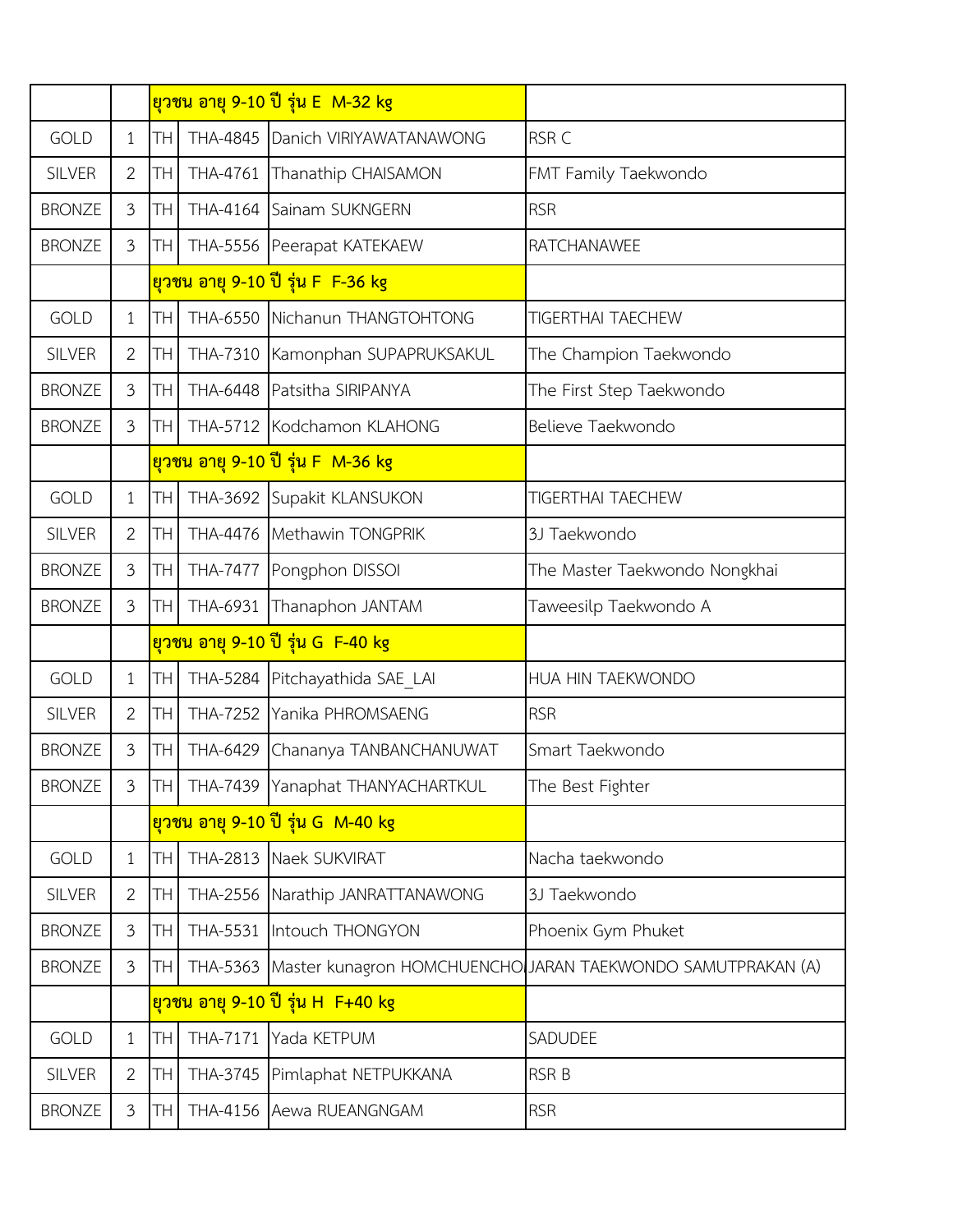| | | | | ยุวชน อายุ 9-10 ปี รุ่น E M-32 kg | |
|---|---|---|---|---|---|
| GOLD | 1 | TH | THA-4845 | Danich VIRIYAWATANAWONG | RSR C |
| SILVER | 2 | TH | THA-4761 | Thanathip CHAISAMON | FMT Family Taekwondo |
| BRONZE | 3 | TH | THA-4164 | Sainam SUKNGERN | RSR |
| BRONZE | 3 | TH | THA-5556 | Peerapat KATEKAEW | RATCHANAWEE |
| | | | | ยุวชน อายุ 9-10 ปี รุ่น F F-36 kg | |
| GOLD | 1 | TH | THA-6550 | Nichanun THANGTOHTONG | TIGERTHAI TAECHEW |
| SILVER | 2 | TH | THA-7310 | Kamonphan SUPAPRUKSAKUL | The Champion Taekwondo |
| BRONZE | 3 | TH | THA-6448 | Patsitha SIRIPANYA | The First Step Taekwondo |
| BRONZE | 3 | TH | THA-5712 | Kodchamon KLAHONG | Believe Taekwondo |
| | | | | ยุวชน อายุ 9-10 ปี รุ่น F M-36 kg | |
| GOLD | 1 | TH | THA-3692 | Supakit KLANSUKON | TIGERTHAI TAECHEW |
| SILVER | 2 | TH | THA-4476 | Methawin TONGPRIK | 3J Taekwondo |
| BRONZE | 3 | TH | THA-7477 | Pongphon DISSOI | The Master Taekwondo Nongkhai |
| BRONZE | 3 | TH | THA-6931 | Thanaphon JANTAM | Taweesilp Taekwondo A |
| | | | | ยุวชน อายุ 9-10 ปี รุ่น G F-40 kg | |
| GOLD | 1 | TH | THA-5284 | Pitchayathida SAE_LAI | HUA HIN TAEKWONDO |
| SILVER | 2 | TH | THA-7252 | Yanika PHROMSAENG | RSR |
| BRONZE | 3 | TH | THA-6429 | Chananya TANBANCHANUWAT | Smart Taekwondo |
| BRONZE | 3 | TH | THA-7439 | Yanaphat THANYACHARTKUL | The Best Fighter |
| | | | | ยุวชน อายุ 9-10 ปี รุ่น G M-40 kg | |
| GOLD | 1 | TH | THA-2813 | Naek SUKVIRAT | Nacha taekwondo |
| SILVER | 2 | TH | THA-2556 | Narathip JANRATTANAWONG | 3J Taekwondo |
| BRONZE | 3 | TH | THA-5531 | Intouch THONGYON | Phoenix Gym Phuket |
| BRONZE | 3 | TH | THA-5363 | Master kunagron HOMCHUENCHO | JARAN TAEKWONDO SAMUTPRAKAN (A) |
| | | | | ยุวชน อายุ 9-10 ปี รุ่น H F+40 kg | |
| GOLD | 1 | TH | THA-7171 | Yada KETPUM | SADUDEE |
| SILVER | 2 | TH | THA-3745 | Pimlaphat NETPUKKANA | RSR B |
| BRONZE | 3 | TH | THA-4156 | Aewa RUEANGNGAM | RSR |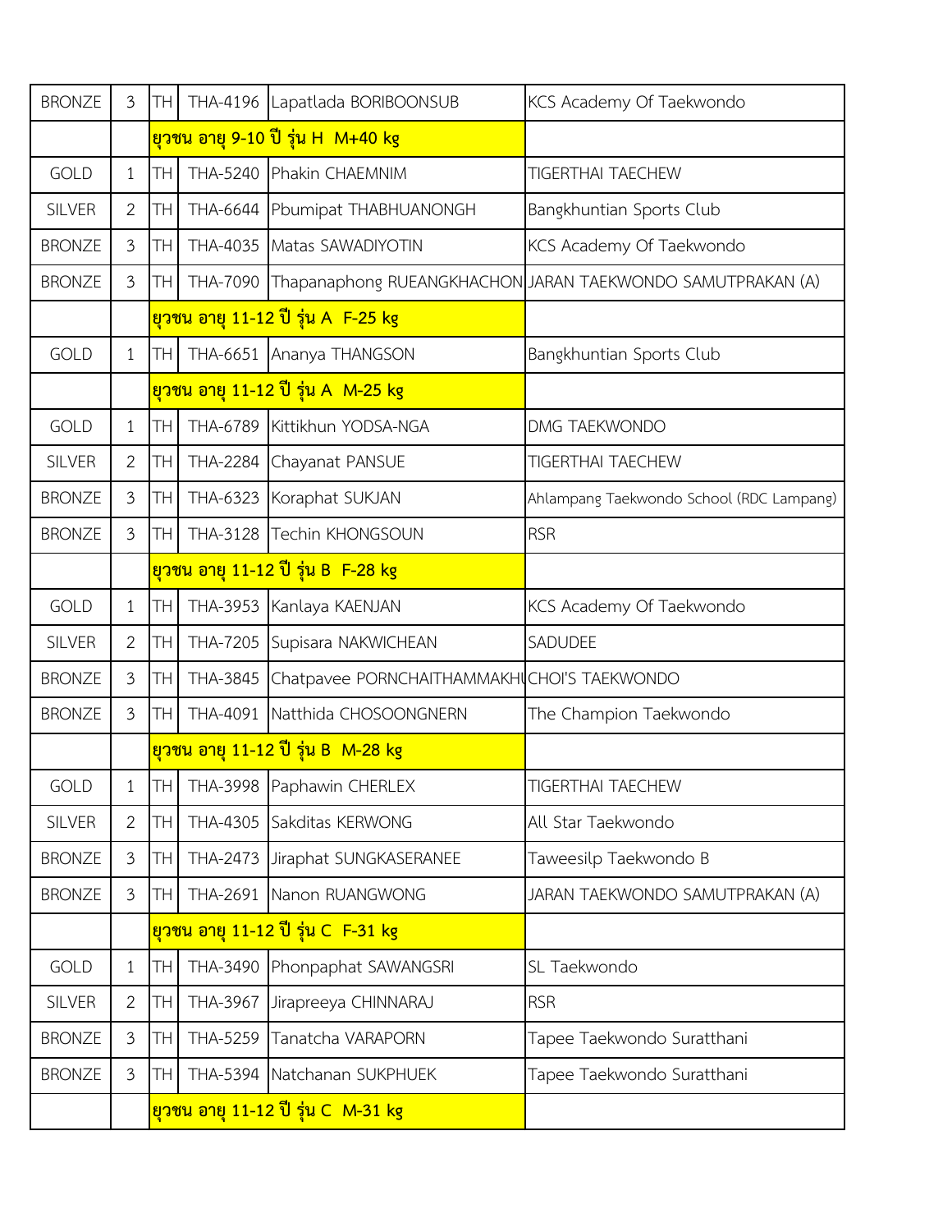| | | | | | |
|---|---|---|---|---|---|
| BRONZE | 3 | TH | THA-4196 | Lapatlada BORIBOONSUB | KCS Academy Of Taekwondo |
| | | ยุวชน อายุ 9-10 ปี รุ่น H M+40 kg | | | |
| GOLD | 1 | TH | THA-5240 | Phakin CHAEMNIM | TIGERTHAI TAECHEW |
| SILVER | 2 | TH | THA-6644 | Pbumipat THABHUANONGH | Bangkhuntian Sports Club |
| BRONZE | 3 | TH | THA-4035 | Matas SAWADIYOTIN | KCS Academy Of Taekwondo |
| BRONZE | 3 | TH | THA-7090 | Thapanaphong RUEANGKHACHON | JARAN TAEKWONDO SAMUTPRAKAN (A) |
| | | ยุวชน อายุ 11-12 ปี รุ่น A F-25 kg | | | |
| GOLD | 1 | TH | THA-6651 | Ananya THANGSON | Bangkhuntian Sports Club |
| | | ยุวชน อายุ 11-12 ปี รุ่น A M-25 kg | | | |
| GOLD | 1 | TH | THA-6789 | Kittikhun YODSA-NGA | DMG TAEKWONDO |
| SILVER | 2 | TH | THA-2284 | Chayanat PANSUE | TIGERTHAI TAECHEW |
| BRONZE | 3 | TH | THA-6323 | Koraphat SUKJAN | Ahlampang Taekwondo School (RDC Lampang) |
| BRONZE | 3 | TH | THA-3128 | Techin KHONGSOUN | RSR |
| | | ยุวชน อายุ 11-12 ปี รุ่น B F-28 kg | | | |
| GOLD | 1 | TH | THA-3953 | Kanlaya KAENJAN | KCS Academy Of Taekwondo |
| SILVER | 2 | TH | THA-7205 | Supisara NAKWICHEAN | SADUDEE |
| BRONZE | 3 | TH | THA-3845 | Chatpavee PORNCHAITHAMMAKH | CHOI'S TAEKWONDO |
| BRONZE | 3 | TH | THA-4091 | Natthida CHOSOONGNERN | The Champion Taekwondo |
| | | ยุวชน อายุ 11-12 ปี รุ่น B M-28 kg | | | |
| GOLD | 1 | TH | THA-3998 | Paphawin CHERLEX | TIGERTHAI TAECHEW |
| SILVER | 2 | TH | THA-4305 | Sakditas KERWONG | All Star Taekwondo |
| BRONZE | 3 | TH | THA-2473 | Jiraphat SUNGKASERANEE | Taweesilp Taekwondo B |
| BRONZE | 3 | TH | THA-2691 | Nanon RUANGWONG | JARAN TAEKWONDO SAMUTPRAKAN (A) |
| | | ยุวชน อายุ 11-12 ปี รุ่น C F-31 kg | | | |
| GOLD | 1 | TH | THA-3490 | Phonpaphat SAWANGSRI | SL Taekwondo |
| SILVER | 2 | TH | THA-3967 | Jirapreeya CHINNARAJ | RSR |
| BRONZE | 3 | TH | THA-5259 | Tanatcha VARAPORN | Tapee Taekwondo Suratthani |
| BRONZE | 3 | TH | THA-5394 | Natchanan SUKPHUEK | Tapee Taekwondo Suratthani |
| | | ยุวชน อายุ 11-12 ปี รุ่น C M-31 kg | | | |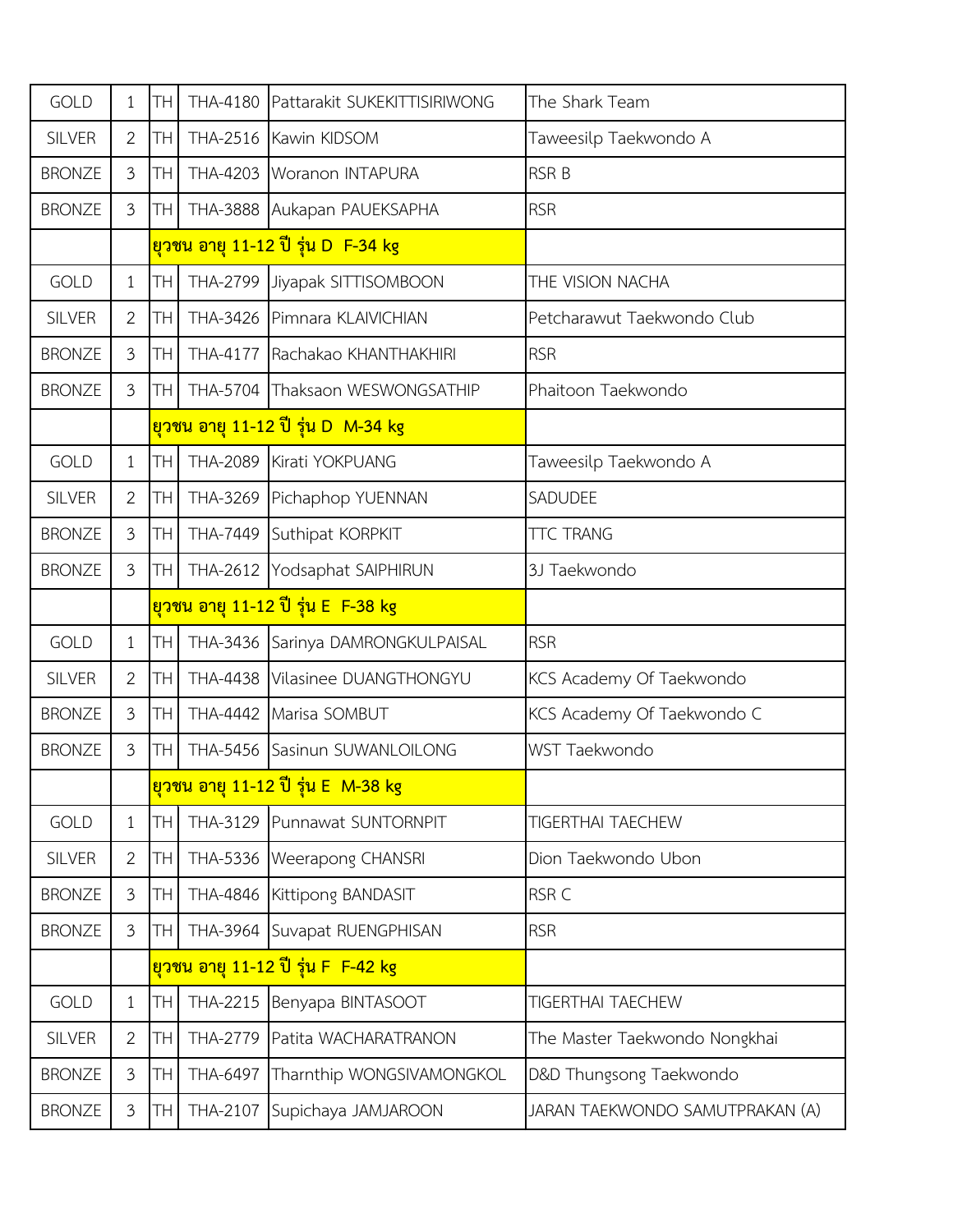| | | | | | |
|---|---|---|---|---|---|
| GOLD | 1 | TH | THA-4180 | Pattarakit SUKEKITTISIRIWONG | The Shark Team |
| SILVER | 2 | TH | THA-2516 | Kawin KIDSOM | Taweesilp Taekwondo A |
| BRONZE | 3 | TH | THA-4203 | Woranon INTAPURA | RSR B |
| BRONZE | 3 | TH | THA-3888 | Aukapan PAUEKSAPHA | RSR |
| | | **ยุวชน อายุ 11-12 ปี รุ่น D F-34 kg** | | | |
| GOLD | 1 | TH | THA-2799 | Jiyapak SITTISOMBOON | THE VISION NACHA |
| SILVER | 2 | TH | THA-3426 | Pimnara KLAIVICHIAN | Petcharawut Taekwondo Club |
| BRONZE | 3 | TH | THA-4177 | Rachakao KHANTHAKHIRI | RSR |
| BRONZE | 3 | TH | THA-5704 | Thaksaon WESWONGSATHIP | Phaitoon Taekwondo |
| | | **ยุวชน อายุ 11-12 ปี รุ่น D M-34 kg** | | | |
| GOLD | 1 | TH | THA-2089 | Kirati YOKPUANG | Taweesilp Taekwondo A |
| SILVER | 2 | TH | THA-3269 | Pichaphop YUENNAN | SADUDEE |
| BRONZE | 3 | TH | THA-7449 | Suthipat KORPKIT | TTC TRANG |
| BRONZE | 3 | TH | THA-2612 | Yodsaphat SAIPHIRUN | 3J Taekwondo |
| | | **ยุวชน อายุ 11-12 ปี รุ่น E F-38 kg** | | | |
| GOLD | 1 | TH | THA-3436 | Sarinya DAMRONGKULPAISAL | RSR |
| SILVER | 2 | TH | THA-4438 | Vilasinee DUANGTHONGYU | KCS Academy Of Taekwondo |
| BRONZE | 3 | TH | THA-4442 | Marisa SOMBUT | KCS Academy Of Taekwondo C |
| BRONZE | 3 | TH | THA-5456 | Sasinun SUWANLOILONG | WST Taekwondo |
| | | **ยุวชน อายุ 11-12 ปี รุ่น E M-38 kg** | | | |
| GOLD | 1 | TH | THA-3129 | Punnawat SUNTORNPIT | TIGERTHAI TAECHEW |
| SILVER | 2 | TH | THA-5336 | Weerapong CHANSRI | Dion Taekwondo Ubon |
| BRONZE | 3 | TH | THA-4846 | Kittipong BANDASIT | RSR C |
| BRONZE | 3 | TH | THA-3964 | Suvapat RUENGPHISAN | RSR |
| | | **ยุวชน อายุ 11-12 ปี รุ่น F F-42 kg** | | | |
| GOLD | 1 | TH | THA-2215 | Benyapa BINTASOOT | TIGERTHAI TAECHEW |
| SILVER | 2 | TH | THA-2779 | Patita WACHARATRANON | The Master Taekwondo Nongkhai |
| BRONZE | 3 | TH | THA-6497 | Tharnthip WONGSIVAMONGKOL | D&D Thungsong Taekwondo |
| BRONZE | 3 | TH | THA-2107 | Supichaya JAMJAROON | JARAN TAEKWONDO SAMUTPRAKAN (A) |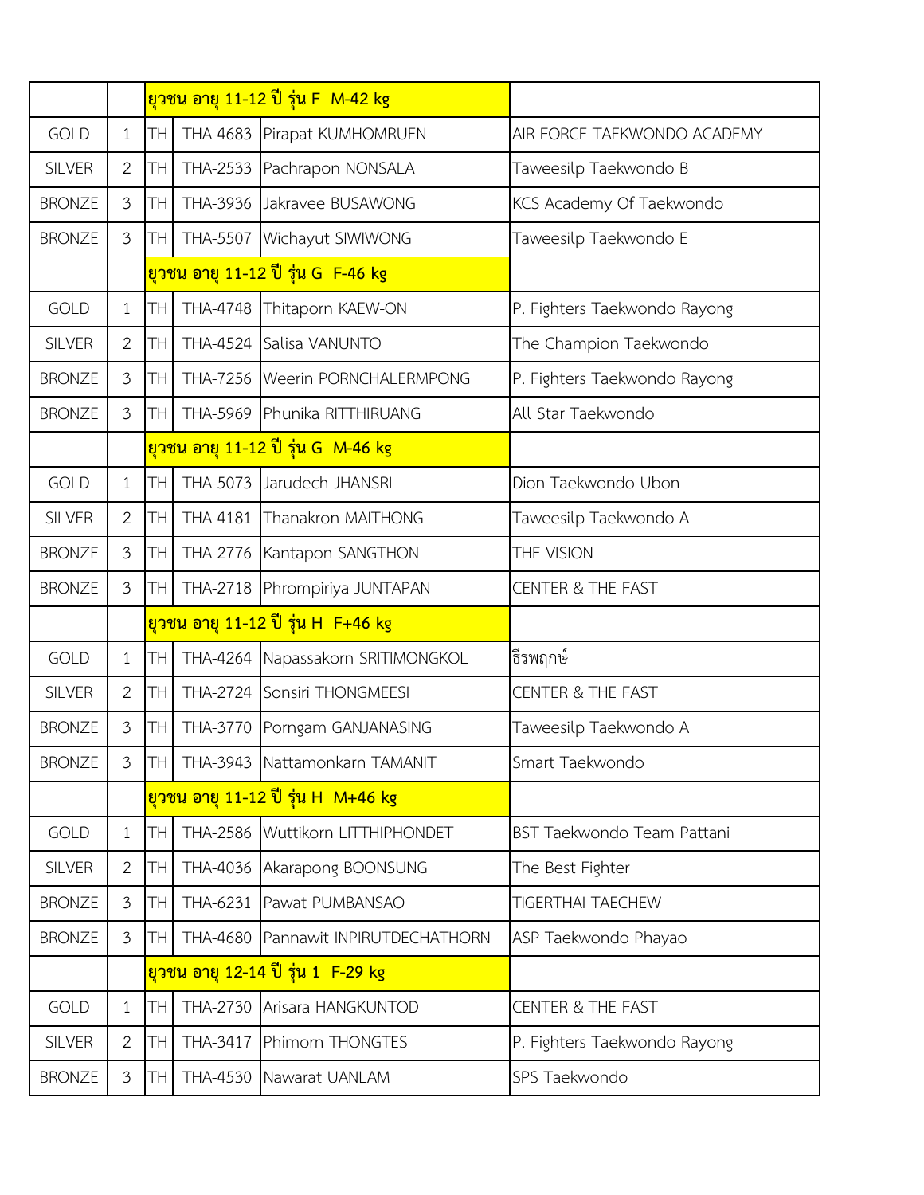| | | | | ยุวชน อายุ 11-12 ปี รุ่น F  M-42 kg | |
|---|---|---|---|---|---|
| GOLD | 1 | TH | THA-4683 | Pirapat KUMHOMRUEN | AIR FORCE TAEKWONDO ACADEMY |
| SILVER | 2 | TH | THA-2533 | Pachrapon NONSALA | Taweesilp Taekwondo B |
| BRONZE | 3 | TH | THA-3936 | Jakravee BUSAWONG | KCS Academy Of Taekwondo |
| BRONZE | 3 | TH | THA-5507 | Wichayut SIWIWONG | Taweesilp Taekwondo E |
| | | | | ยุวชน อายุ 11-12 ปี รุ่น G  F-46 kg | |
| GOLD | 1 | TH | THA-4748 | Thitaporn KAEW-ON | P. Fighters Taekwondo Rayong |
| SILVER | 2 | TH | THA-4524 | Salisa VANUNTO | The Champion Taekwondo |
| BRONZE | 3 | TH | THA-7256 | Weerin PORNCHALERMPONG | P. Fighters Taekwondo Rayong |
| BRONZE | 3 | TH | THA-5969 | Phunika RITTHIRUANG | All Star Taekwondo |
| | | | | ยุวชน อายุ 11-12 ปี รุ่น G  M-46 kg | |
| GOLD | 1 | TH | THA-5073 | Jarudech JHANSRI | Dion Taekwondo Ubon |
| SILVER | 2 | TH | THA-4181 | Thanakron MAITHONG | Taweesilp Taekwondo A |
| BRONZE | 3 | TH | THA-2776 | Kantapon SANGTHON | THE VISION |
| BRONZE | 3 | TH | THA-2718 | Phrompiriya JUNTAPAN | CENTER & THE FAST |
| | | | | ยุวชน อายุ 11-12 ปี รุ่น H  F+46 kg | |
| GOLD | 1 | TH | THA-4264 | Napassakorn SRITIMONGKOL | ธีรพฤกษ์ |
| SILVER | 2 | TH | THA-2724 | Sonsiri THONGMEESI | CENTER & THE FAST |
| BRONZE | 3 | TH | THA-3770 | Porngam GANJANASING | Taweesilp Taekwondo A |
| BRONZE | 3 | TH | THA-3943 | Nattamonkarn TAMANIT | Smart Taekwondo |
| | | | | ยุวชน อายุ 11-12 ปี รุ่น H  M+46 kg | |
| GOLD | 1 | TH | THA-2586 | Wuttikorn LITTHIPHONDET | BST Taekwondo Team Pattani |
| SILVER | 2 | TH | THA-4036 | Akarapong BOONSUNG | The Best Fighter |
| BRONZE | 3 | TH | THA-6231 | Pawat PUMBANSAO | TIGERTHAI TAECHEW |
| BRONZE | 3 | TH | THA-4680 | Pannawit INPIRUTDECHATHORN | ASP Taekwondo Phayao |
| | | | | ยุวชน อายุ 12-14 ปี รุ่น 1  F-29 kg | |
| GOLD | 1 | TH | THA-2730 | Arisara HANGKUNTOD | CENTER & THE FAST |
| SILVER | 2 | TH | THA-3417 | Phimorn THONGTES | P. Fighters Taekwondo Rayong |
| BRONZE | 3 | TH | THA-4530 | Nawarat UANLAM | SPS Taekwondo |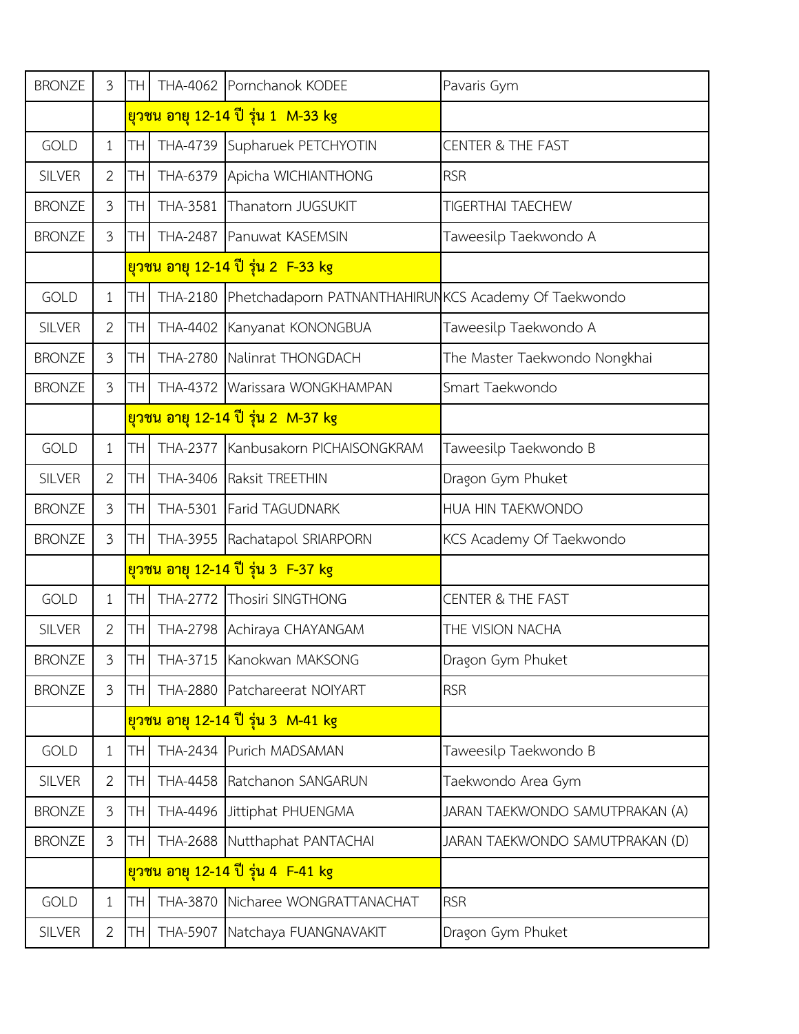| | | | | | |
|---|---|---|---|---|---|
| BRONZE | 3 | TH | THA-4062 | Pornchanok KODEE | Pavaris Gym |
| | | **ยุวชน อายุ 12-14 ปี รุ่น 1  M-33 kg** | | | |
| GOLD | 1 | TH | THA-4739 | Supharuek PETCHYOTIN | CENTER & THE FAST |
| SILVER | 2 | TH | THA-6379 | Apicha WICHIANTHONG | RSR |
| BRONZE | 3 | TH | THA-3581 | Thanatorn JUGSUKIT | TIGERTHAI TAECHEW |
| BRONZE | 3 | TH | THA-2487 | Panuwat KASEMSIN | Taweesilp Taekwondo A |
| | | **ยุวชน อายุ 12-14 ปี รุ่น 2  F-33 kg** | | | |
| GOLD | 1 | TH | THA-2180 | Phetchadaporn PATNANTHAHIRUN | KCS Academy Of Taekwondo |
| SILVER | 2 | TH | THA-4402 | Kanyanat KONONGBUA | Taweesilp Taekwondo A |
| BRONZE | 3 | TH | THA-2780 | Nalinrat THONGDACH | The Master Taekwondo Nongkhai |
| BRONZE | 3 | TH | THA-4372 | Warissara WONGKHAMPAN | Smart Taekwondo |
| | | **ยุวชน อายุ 12-14 ปี รุ่น 2  M-37 kg** | | | |
| GOLD | 1 | TH | THA-2377 | Kanbusakorn PICHAISONGKRAM | Taweesilp Taekwondo B |
| SILVER | 2 | TH | THA-3406 | Raksit TREETHIN | Dragon Gym Phuket |
| BRONZE | 3 | TH | THA-5301 | Farid TAGUDNARK | HUA HIN TAEKWONDO |
| BRONZE | 3 | TH | THA-3955 | Rachatapol SRIARPORN | KCS Academy Of Taekwondo |
| | | **ยุวชน อายุ 12-14 ปี รุ่น 3  F-37 kg** | | | |
| GOLD | 1 | TH | THA-2772 | Thosiri SINGTHONG | CENTER & THE FAST |
| SILVER | 2 | TH | THA-2798 | Achiraya CHAYANGAM | THE VISION NACHA |
| BRONZE | 3 | TH | THA-3715 | Kanokwan MAKSONG | Dragon Gym Phuket |
| BRONZE | 3 | TH | THA-2880 | Patchareerat NOIYART | RSR |
| | | **ยุวชน อายุ 12-14 ปี รุ่น 3  M-41 kg** | | | |
| GOLD | 1 | TH | THA-2434 | Purich MADSAMAN | Taweesilp Taekwondo B |
| SILVER | 2 | TH | THA-4458 | Ratchanon SANGARUN | Taekwondo Area Gym |
| BRONZE | 3 | TH | THA-4496 | Jittiphat PHUENGMA | JARAN TAEKWONDO SAMUTPRAKAN (A) |
| BRONZE | 3 | TH | THA-2688 | Nutthaphat PANTACHAI | JARAN TAEKWONDO SAMUTPRAKAN (D) |
| | | **ยุวชน อายุ 12-14 ปี รุ่น 4  F-41 kg** | | | |
| GOLD | 1 | TH | THA-3870 | Nicharee WONGRATTANACHAT | RSR |
| SILVER | 2 | TH | THA-5907 | Natchaya FUANGNAVAKIT | Dragon Gym Phuket |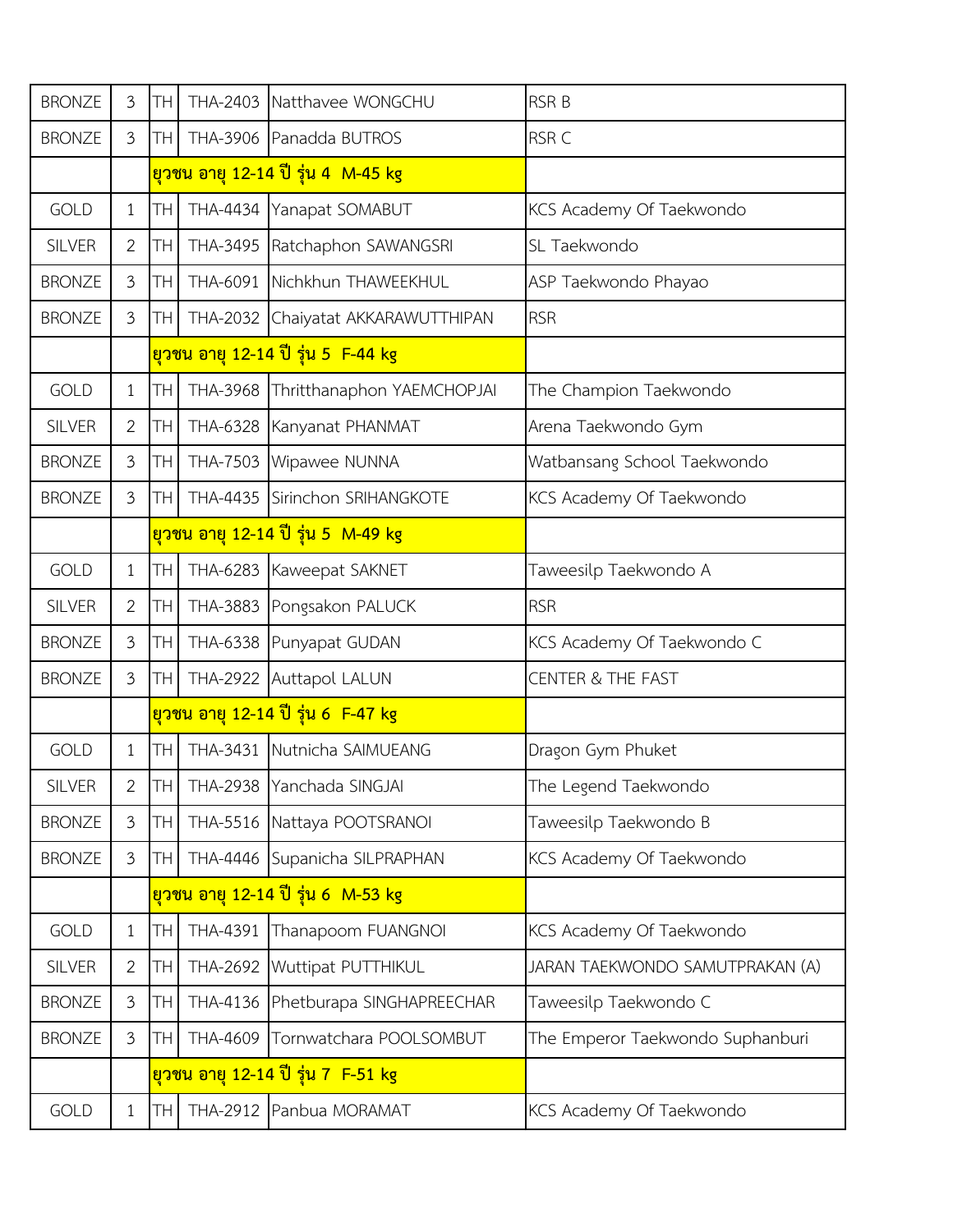| | | | | | |
|---|---|---|---|---|---|
| BRONZE | 3 | TH | THA-2403 | Natthavee WONGCHU | RSR B |
| BRONZE | 3 | TH | THA-3906 | Panadda BUTROS | RSR C |
| | | **ยุวชน อายุ 12-14 ปี รุ่น 4 M-45 kg** | | | |
| GOLD | 1 | TH | THA-4434 | Yanapat SOMABUT | KCS Academy Of Taekwondo |
| SILVER | 2 | TH | THA-3495 | Ratchaphon SAWANGSRI | SL Taekwondo |
| BRONZE | 3 | TH | THA-6091 | Nichkhun THAWEEKHUL | ASP Taekwondo Phayao |
| BRONZE | 3 | TH | THA-2032 | Chaiyatat AKKARAWUTTHIPAN | RSR |
| | | **ยุวชน อายุ 12-14 ปี รุ่น 5 F-44 kg** | | | |
| GOLD | 1 | TH | THA-3968 | Thritthanaphon YAEMCHOPJAI | The Champion Taekwondo |
| SILVER | 2 | TH | THA-6328 | Kanyanat PHANMAT | Arena Taekwondo Gym |
| BRONZE | 3 | TH | THA-7503 | Wipawee NUNNA | Watbansang School Taekwondo |
| BRONZE | 3 | TH | THA-4435 | Sirinchon SRIHANGKOTE | KCS Academy Of Taekwondo |
| | | **ยุวชน อายุ 12-14 ปี รุ่น 5 M-49 kg** | | | |
| GOLD | 1 | TH | THA-6283 | Kaweepat SAKNET | Taweesilp Taekwondo A |
| SILVER | 2 | TH | THA-3883 | Pongsakon PALUCK | RSR |
| BRONZE | 3 | TH | THA-6338 | Punyapat GUDAN | KCS Academy Of Taekwondo C |
| BRONZE | 3 | TH | THA-2922 | Auttapol LALUN | CENTER & THE FAST |
| | | **ยุวชน อายุ 12-14 ปี รุ่น 6 F-47 kg** | | | |
| GOLD | 1 | TH | THA-3431 | Nutnicha SAIMUEANG | Dragon Gym Phuket |
| SILVER | 2 | TH | THA-2938 | Yanchada SINGJAI | The Legend Taekwondo |
| BRONZE | 3 | TH | THA-5516 | Nattaya POOTSRANOI | Taweesilp Taekwondo B |
| BRONZE | 3 | TH | THA-4446 | Supanicha SILPRAPHAN | KCS Academy Of Taekwondo |
| | | **ยุวชน อายุ 12-14 ปี รุ่น 6 M-53 kg** | | | |
| GOLD | 1 | TH | THA-4391 | Thanapoom FUANGNOI | KCS Academy Of Taekwondo |
| SILVER | 2 | TH | THA-2692 | Wuttipat PUTTHIKUL | JARAN TAEKWONDO SAMUTPRAKAN (A) |
| BRONZE | 3 | TH | THA-4136 | Phetburapa SINGHAPREECHAR | Taweesilp Taekwondo C |
| BRONZE | 3 | TH | THA-4609 | Tornwatchara POOLSOMBUT | The Emperor Taekwondo Suphanburi |
| | | **ยุวชน อายุ 12-14 ปี รุ่น 7 F-51 kg** | | | |
| GOLD | 1 | TH | THA-2912 | Panbua MORAMAT | KCS Academy Of Taekwondo |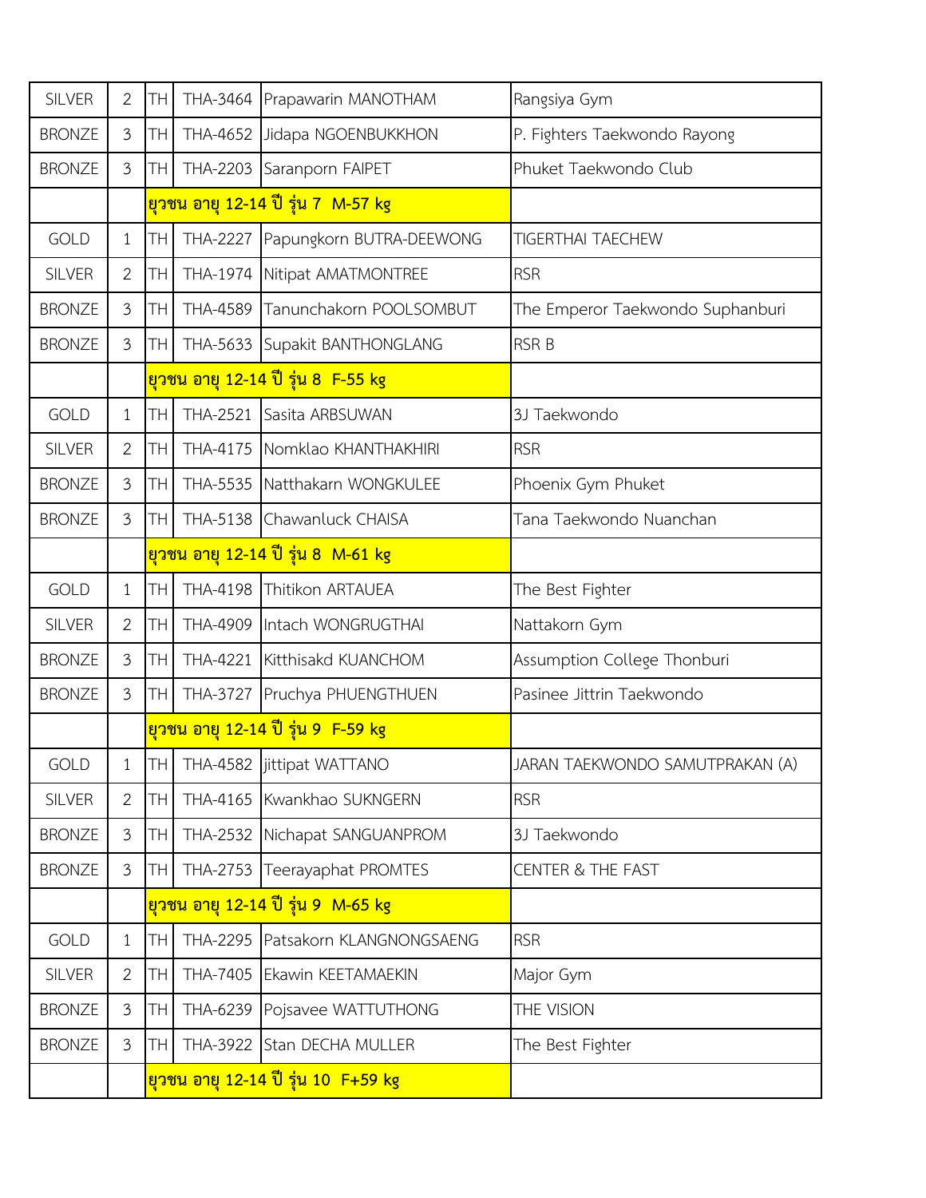| | | | | | |
|---|---|---|---|---|---|
| SILVER | 2 | TH | THA-3464 | Prapawarin MANOTHAM | Rangsiya Gym |
| BRONZE | 3 | TH | THA-4652 | Jidapa NGOENBUKKHON | P. Fighters Taekwondo Rayong |
| BRONZE | 3 | TH | THA-2203 | Saranporn FAIPET | Phuket Taekwondo Club |
| | | ยุวชน อายุ 12-14 ปี รุ่น 7 M-57 kg | | | |
| GOLD | 1 | TH | THA-2227 | Papungkorn BUTRA-DEEWONG | TIGERTHAI TAECHEW |
| SILVER | 2 | TH | THA-1974 | Nitipat AMATMONTREE | RSR |
| BRONZE | 3 | TH | THA-4589 | Tanunchakorn POOLSOMBUT | The Emperor Taekwondo Suphanburi |
| BRONZE | 3 | TH | THA-5633 | Supakit BANTHONGLANG | RSR B |
| | | ยุวชน อายุ 12-14 ปี รุ่น 8 F-55 kg | | | |
| GOLD | 1 | TH | THA-2521 | Sasita ARBSUWAN | 3J Taekwondo |
| SILVER | 2 | TH | THA-4175 | Nomklao KHANTHAKHIRI | RSR |
| BRONZE | 3 | TH | THA-5535 | Natthakarn WONGKULEE | Phoenix Gym Phuket |
| BRONZE | 3 | TH | THA-5138 | Chawanluck CHAISA | Tana Taekwondo Nuanchan |
| | | ยุวชน อายุ 12-14 ปี รุ่น 8 M-61 kg | | | |
| GOLD | 1 | TH | THA-4198 | Thitikon ARTAUEA | The Best Fighter |
| SILVER | 2 | TH | THA-4909 | Intach WONGRUGTHAI | Nattakorn Gym |
| BRONZE | 3 | TH | THA-4221 | Kitthisakd KUANCHOM | Assumption College Thonburi |
| BRONZE | 3 | TH | THA-3727 | Pruchya PHUENGTHUEN | Pasinee Jittrin Taekwondo |
| | | ยุวชน อายุ 12-14 ปี รุ่น 9 F-59 kg | | | |
| GOLD | 1 | TH | THA-4582 | jittipat WATTANO | JARAN TAEKWONDO SAMUTPRAKAN (A) |
| SILVER | 2 | TH | THA-4165 | Kwankhao SUKNGERN | RSR |
| BRONZE | 3 | TH | THA-2532 | Nichapat SANGUANPROM | 3J Taekwondo |
| BRONZE | 3 | TH | THA-2753 | Teerayaphat PROMTES | CENTER & THE FAST |
| | | ยุวชน อายุ 12-14 ปี รุ่น 9 M-65 kg | | | |
| GOLD | 1 | TH | THA-2295 | Patsakorn KLANGNONGSAENG | RSR |
| SILVER | 2 | TH | THA-7405 | Ekawin KEETAMAEKIN | Major Gym |
| BRONZE | 3 | TH | THA-6239 | Pojsavee WATTUTHONG | THE VISION |
| BRONZE | 3 | TH | THA-3922 | Stan DECHA MULLER | The Best Fighter |
| | | ยุวชน อายุ 12-14 ปี รุ่น 10 F+59 kg | | | |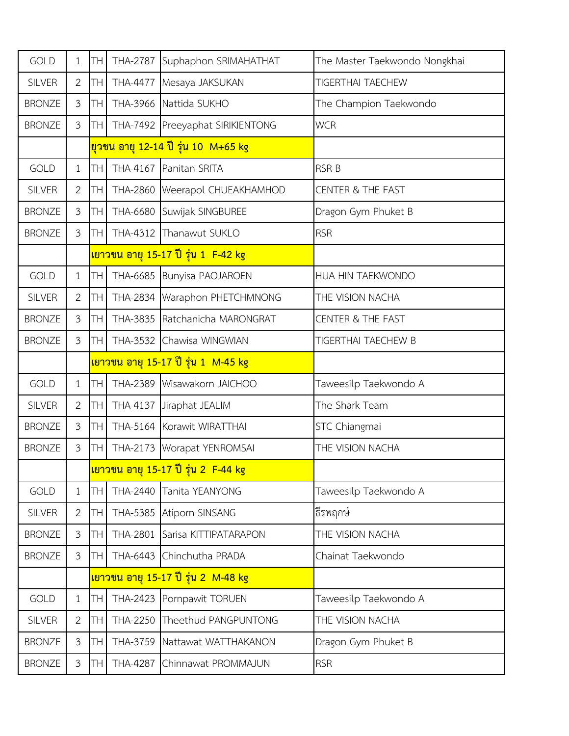| | | | | | |
|---|---|---|---|---|---|
| GOLD | 1 | TH | THA-2787 | Suphaphon SRIMAHATHAT | The Master Taekwondo Nongkhai |
| SILVER | 2 | TH | THA-4477 | Mesaya JAKSUKAN | TIGERTHAI TAECHEW |
| BRONZE | 3 | TH | THA-3966 | Nattida SUKHO | The Champion Taekwondo |
| BRONZE | 3 | TH | THA-7492 | Preeyaphat SIRIKIENTONG | WCR |
| | | ยุวชน อายุ 12-14 ปี รุ่น 10 M+65 kg | | | |
| GOLD | 1 | TH | THA-4167 | Panitan SRITA | RSR B |
| SILVER | 2 | TH | THA-2860 | Weerapol CHUEAKHAMHOD | CENTER & THE FAST |
| BRONZE | 3 | TH | THA-6680 | Suwijak SINGBUREE | Dragon Gym Phuket B |
| BRONZE | 3 | TH | THA-4312 | Thanawut SUKLO | RSR |
| | | เยาวชน อายุ 15-17 ปี รุ่น 1 F-42 kg | | | |
| GOLD | 1 | TH | THA-6685 | Bunyisa PAOJAROEN | HUA HIN TAEKWONDO |
| SILVER | 2 | TH | THA-2834 | Waraphon PHETCHMNONG | THE VISION NACHA |
| BRONZE | 3 | TH | THA-3835 | Ratchanicha MARONGRAT | CENTER & THE FAST |
| BRONZE | 3 | TH | THA-3532 | Chawisa WINGWIAN | TIGERTHAI TAECHEW B |
| | | เยาวชน อายุ 15-17 ปี รุ่น 1 M-45 kg | | | |
| GOLD | 1 | TH | THA-2389 | Wisawakorn JAICHOO | Taweesilp Taekwondo A |
| SILVER | 2 | TH | THA-4137 | Jiraphat JEALIM | The Shark Team |
| BRONZE | 3 | TH | THA-5164 | Korawit WIRATTHAI | STC Chiangmai |
| BRONZE | 3 | TH | THA-2173 | Worapat YENROMSAI | THE VISION NACHA |
| | | เยาวชน อายุ 15-17 ปี รุ่น 2 F-44 kg | | | |
| GOLD | 1 | TH | THA-2440 | Tanita YEANYONG | Taweesilp Taekwondo A |
| SILVER | 2 | TH | THA-5385 | Atiporn SINSANG | ธีรพฤกษ์ |
| BRONZE | 3 | TH | THA-2801 | Sarisa KITTIPATARAPON | THE VISION NACHA |
| BRONZE | 3 | TH | THA-6443 | Chinchutha PRADA | Chainat Taekwondo |
| | | เยาวชน อายุ 15-17 ปี รุ่น 2 M-48 kg | | | |
| GOLD | 1 | TH | THA-2423 | Pornpawit TORUEN | Taweesilp Taekwondo A |
| SILVER | 2 | TH | THA-2250 | Theethud PANGPUNTONG | THE VISION NACHA |
| BRONZE | 3 | TH | THA-3759 | Nattawat WATTHAKANON | Dragon Gym Phuket B |
| BRONZE | 3 | TH | THA-4287 | Chinnawat PROMMAJUN | RSR |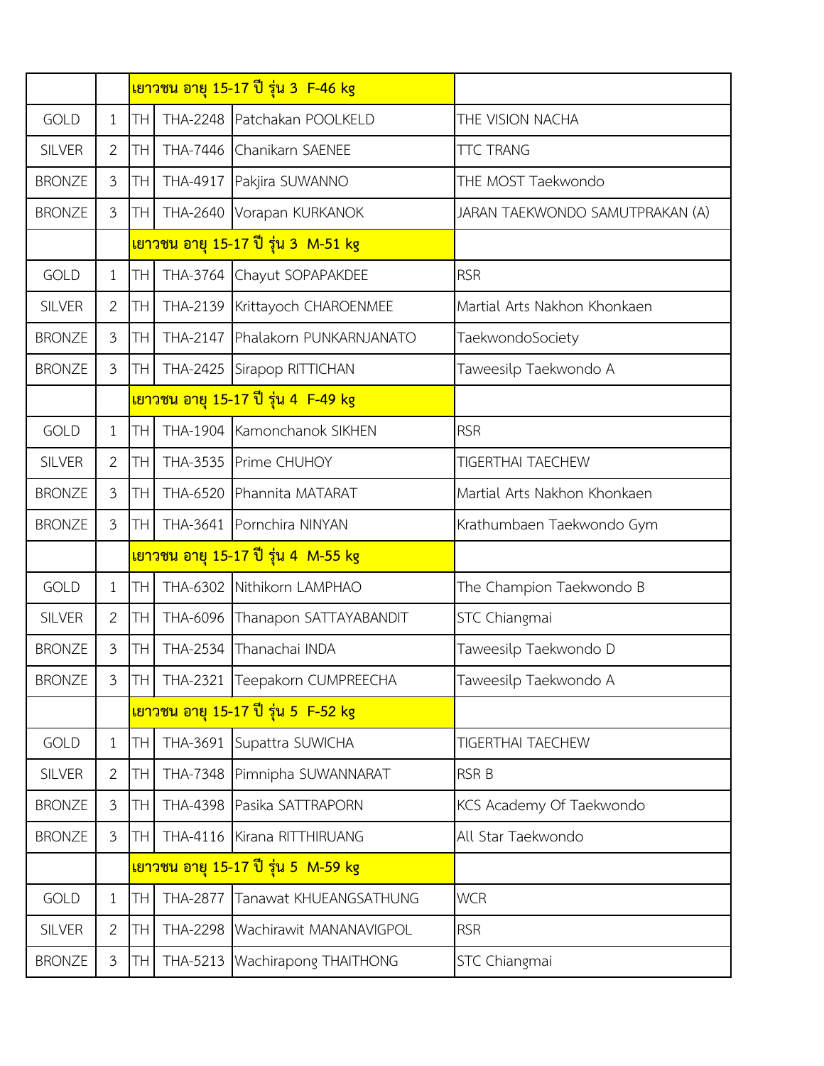| | | | | | |
|---|---|---|---|---|---|
| | | เยาวชน อายุ 15-17 ปี รุ่น 3 F-46 kg | | | |
| GOLD | 1 | TH | THA-2248 | Patchakan POOLKELD | THE VISION NACHA |
| SILVER | 2 | TH | THA-7446 | Chanikarn SAENEE | TTC TRANG |
| BRONZE | 3 | TH | THA-4917 | Pakjira SUWANNO | THE MOST Taekwondo |
| BRONZE | 3 | TH | THA-2640 | Vorapan KURKANOK | JARAN TAEKWONDO SAMUTPRAKAN (A) |
| | | เยาวชน อายุ 15-17 ปี รุ่น 3 M-51 kg | | | |
| GOLD | 1 | TH | THA-3764 | Chayut SOPAPAKDEE | RSR |
| SILVER | 2 | TH | THA-2139 | Krittayoch CHAROENMEE | Martial Arts Nakhon Khonkaen |
| BRONZE | 3 | TH | THA-2147 | Phalakorn PUNKARNJANATO | TaekwondoSociety |
| BRONZE | 3 | TH | THA-2425 | Sirapop RITTICHAN | Taweesilp Taekwondo A |
| | | เยาวชน อายุ 15-17 ปี รุ่น 4 F-49 kg | | | |
| GOLD | 1 | TH | THA-1904 | Kamonchanok SIKHEN | RSR |
| SILVER | 2 | TH | THA-3535 | Prime CHUHOY | TIGERTHAI TAECHEW |
| BRONZE | 3 | TH | THA-6520 | Phannita MATARAT | Martial Arts Nakhon Khonkaen |
| BRONZE | 3 | TH | THA-3641 | Pornchira NINYAN | Krathumbaen Taekwondo Gym |
| | | เยาวชน อายุ 15-17 ปี รุ่น 4 M-55 kg | | | |
| GOLD | 1 | TH | THA-6302 | Nithikorn LAMPHAO | The Champion Taekwondo B |
| SILVER | 2 | TH | THA-6096 | Thanapon SATTAYABANDIT | STC Chiangmai |
| BRONZE | 3 | TH | THA-2534 | Thanachai INDA | Taweesilp Taekwondo D |
| BRONZE | 3 | TH | THA-2321 | Teepakorn CUMPREECHA | Taweesilp Taekwondo A |
| | | เยาวชน อายุ 15-17 ปี รุ่น 5 F-52 kg | | | |
| GOLD | 1 | TH | THA-3691 | Supattra SUWICHA | TIGERTHAI TAECHEW |
| SILVER | 2 | TH | THA-7348 | Pimnipha SUWANNARAT | RSR B |
| BRONZE | 3 | TH | THA-4398 | Pasika SATTRAPORN | KCS Academy Of Taekwondo |
| BRONZE | 3 | TH | THA-4116 | Kirana RITTHIRUANG | All Star Taekwondo |
| | | เยาวชน อายุ 15-17 ปี รุ่น 5 M-59 kg | | | |
| GOLD | 1 | TH | THA-2877 | Tanawat KHUEANGSATHUNG | WCR |
| SILVER | 2 | TH | THA-2298 | Wachirawit MANANAVIGPOL | RSR |
| BRONZE | 3 | TH | THA-5213 | Wachirapong THAITHONG | STC Chiangmai |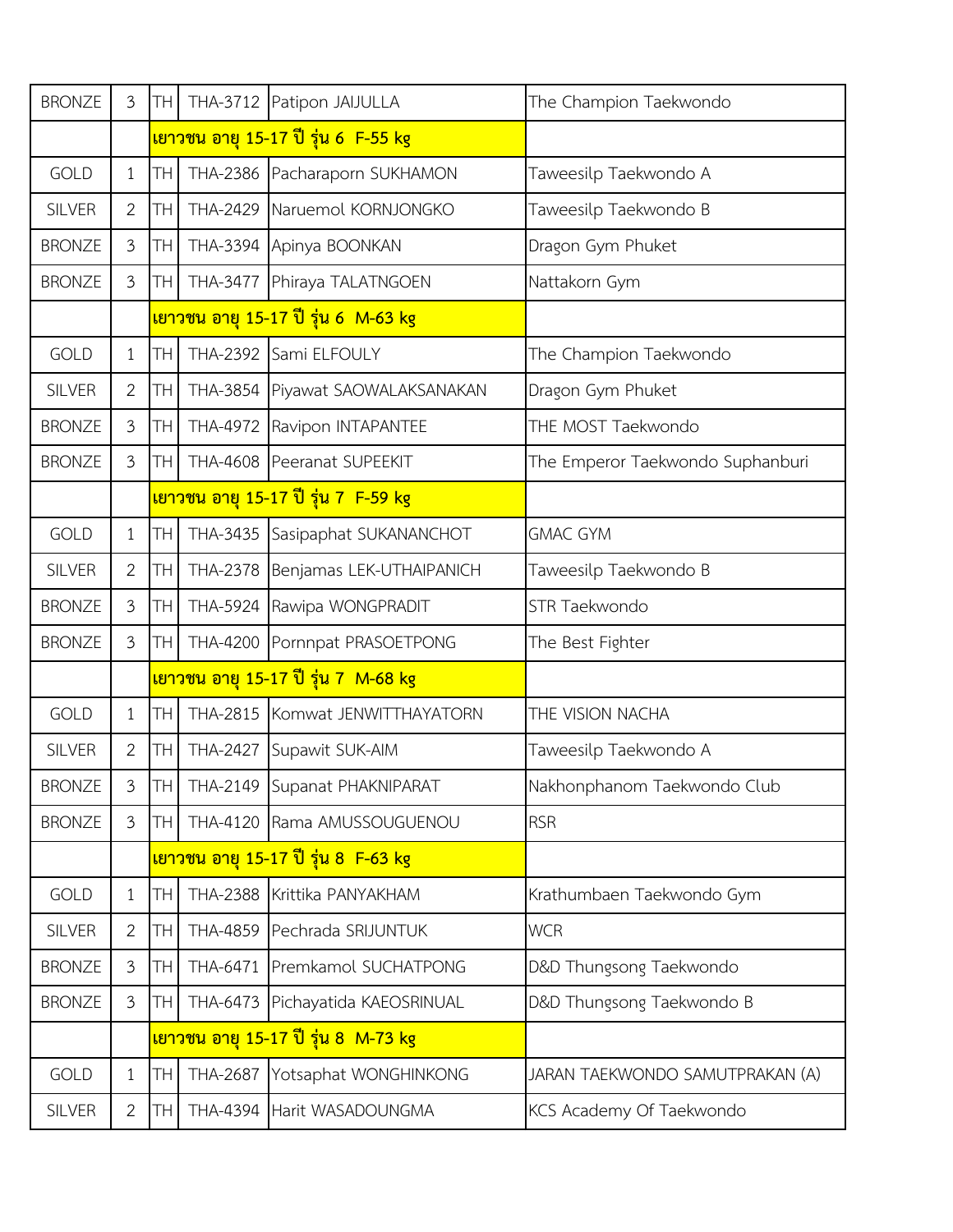| | | | | | |
|---|---|---|---|---|---|
| BRONZE | 3 | TH | THA-3712 | Patipon JAIJULLA | The Champion Taekwondo |
| | | เยาวชน อายุ 15-17 ปี รุ่น 6 F-55 kg | | | |
| GOLD | 1 | TH | THA-2386 | Pacharaporn SUKHAMON | Taweesilp Taekwondo A |
| SILVER | 2 | TH | THA-2429 | Naruemol KORNJONGKO | Taweesilp Taekwondo B |
| BRONZE | 3 | TH | THA-3394 | Apinya BOONKAN | Dragon Gym Phuket |
| BRONZE | 3 | TH | THA-3477 | Phiraya TALATNGOEN | Nattakorn Gym |
| | | เยาวชน อายุ 15-17 ปี รุ่น 6 M-63 kg | | | |
| GOLD | 1 | TH | THA-2392 | Sami ELFOULY | The Champion Taekwondo |
| SILVER | 2 | TH | THA-3854 | Piyawat SAOWALAKSANAKAN | Dragon Gym Phuket |
| BRONZE | 3 | TH | THA-4972 | Ravipon INTAPANTEE | THE MOST Taekwondo |
| BRONZE | 3 | TH | THA-4608 | Peeranat SUPEEKIT | The Emperor Taekwondo Suphanburi |
| | | เยาวชน อายุ 15-17 ปี รุ่น 7 F-59 kg | | | |
| GOLD | 1 | TH | THA-3435 | Sasipaphat SUKANANCHOT | GMAC GYM |
| SILVER | 2 | TH | THA-2378 | Benjamas LEK-UTHAIPANICH | Taweesilp Taekwondo B |
| BRONZE | 3 | TH | THA-5924 | Rawipa WONGPRADIT | STR Taekwondo |
| BRONZE | 3 | TH | THA-4200 | Pornnpat PRASOETPONG | The Best Fighter |
| | | เยาวชน อายุ 15-17 ปี รุ่น 7 M-68 kg | | | |
| GOLD | 1 | TH | THA-2815 | Komwat JENWITTHAYATORN | THE VISION NACHA |
| SILVER | 2 | TH | THA-2427 | Supawit SUK-AIM | Taweesilp Taekwondo A |
| BRONZE | 3 | TH | THA-2149 | Supanat PHAKNIPARAT | Nakhonphanom Taekwondo Club |
| BRONZE | 3 | TH | THA-4120 | Rama AMUSSOUGUENOU | RSR |
| | | เยาวชน อายุ 15-17 ปี รุ่น 8 F-63 kg | | | |
| GOLD | 1 | TH | THA-2388 | Krittika PANYAKHAM | Krathumbaen Taekwondo Gym |
| SILVER | 2 | TH | THA-4859 | Pechrada SRIJUNTUK | WCR |
| BRONZE | 3 | TH | THA-6471 | Premkamol SUCHATPONG | D&D Thungsong Taekwondo |
| BRONZE | 3 | TH | THA-6473 | Pichayatida KAEOSRINUAL | D&D Thungsong Taekwondo B |
| | | เยาวชน อายุ 15-17 ปี รุ่น 8 M-73 kg | | | |
| GOLD | 1 | TH | THA-2687 | Yotsaphat WONGHINKONG | JARAN TAEKWONDO SAMUTPRAKAN (A) |
| SILVER | 2 | TH | THA-4394 | Harit WASADOUNGMA | KCS Academy Of Taekwondo |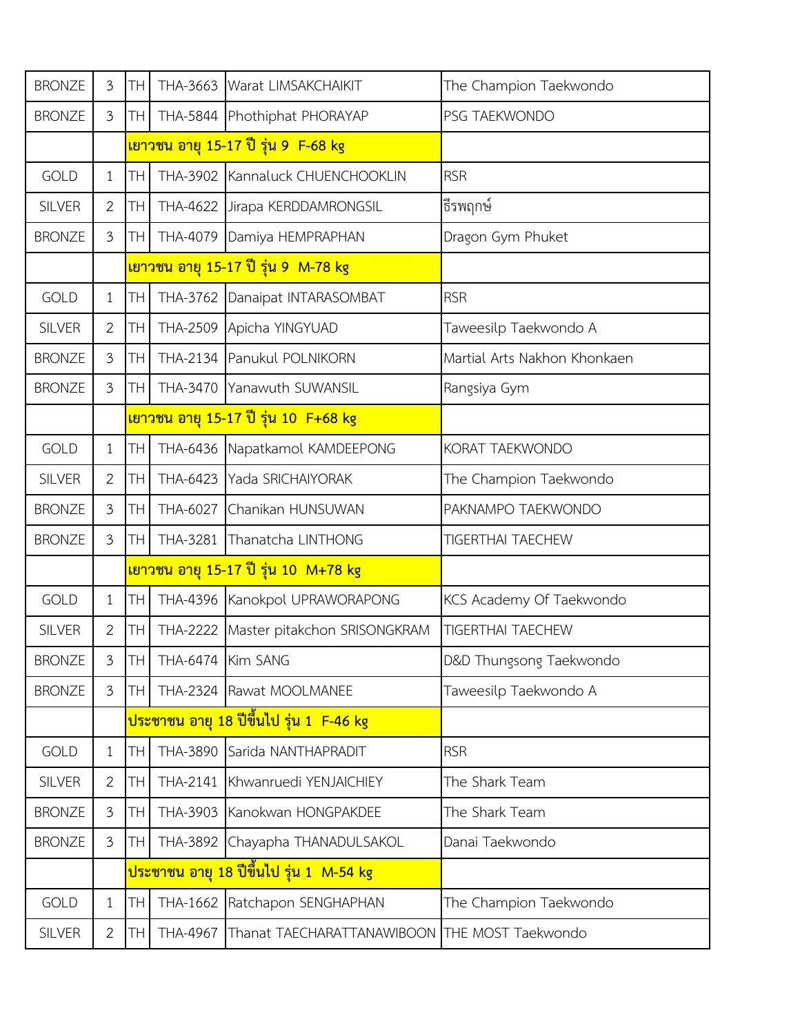| | | | | | |
|---|---|---|---|---|---|
| BRONZE | 3 | TH | THA-3663 | Warat LIMSAKCHAIKIT | The Champion Taekwondo |
| BRONZE | 3 | TH | THA-5844 | Phothiphat PHORAYAP | PSG TAEKWONDO |
| | | **เยาวชน อายุ 15-17 ปี รุ่น 9 F-68 kg** | | | |
| GOLD | 1 | TH | THA-3902 | Kannaluck CHUENCHOOKLIN | RSR |
| SILVER | 2 | TH | THA-4622 | Jirapa KERDDAMRONGSIL | ธีรพฤกษ์ |
| BRONZE | 3 | TH | THA-4079 | Damiya HEMPRAPHAN | Dragon Gym Phuket |
| | | **เยาวชน อายุ 15-17 ปี รุ่น 9 M-78 kg** | | | |
| GOLD | 1 | TH | THA-3762 | Danaipat INTARASOMBAT | RSR |
| SILVER | 2 | TH | THA-2509 | Apicha YINGYUAD | Taweesilp Taekwondo A |
| BRONZE | 3 | TH | THA-2134 | Panukul POLNIKORN | Martial Arts Nakhon Khonkaen |
| BRONZE | 3 | TH | THA-3470 | Yanawuth SUWANSIL | Rangsiya Gym |
| | | **เยาวชน อายุ 15-17 ปี รุ่น 10 F+68 kg** | | | |
| GOLD | 1 | TH | THA-6436 | Napatkamol KAMDEEPONG | KORAT TAEKWONDO |
| SILVER | 2 | TH | THA-6423 | Yada SRICHAIYORAK | The Champion Taekwondo |
| BRONZE | 3 | TH | THA-6027 | Chanikan HUNSUWAN | PAKNAMPO TAEKWONDO |
| BRONZE | 3 | TH | THA-3281 | Thanatcha LINTHONG | TIGERTHAI TAECHEW |
| | | **เยาวชน อายุ 15-17 ปี รุ่น 10 M+78 kg** | | | |
| GOLD | 1 | TH | THA-4396 | Kanokpol UPRAWORAPONG | KCS Academy Of Taekwondo |
| SILVER | 2 | TH | THA-2222 | Master pitakchon SRISONGKRAM | TIGERTHAI TAECHEW |
| BRONZE | 3 | TH | THA-6474 | Kim SANG | D&D Thungsong Taekwondo |
| BRONZE | 3 | TH | THA-2324 | Rawat MOOLMANEE | Taweesilp Taekwondo A |
| | | **ประชาชน อายุ 18 ปีขึ้นไป รุ่น 1 F-46 kg** | | | |
| GOLD | 1 | TH | THA-3890 | Sarida NANTHAPRADIT | RSR |
| SILVER | 2 | TH | THA-2141 | Khwanruedi YENJAICHIEY | The Shark Team |
| BRONZE | 3 | TH | THA-3903 | Kanokwan HONGPAKDEE | The Shark Team |
| BRONZE | 3 | TH | THA-3892 | Chayapha THANADULSAKOL | Danai Taekwondo |
| | | **ประชาชน อายุ 18 ปีขึ้นไป รุ่น 1 M-54 kg** | | | |
| GOLD | 1 | TH | THA-1662 | Ratchapon SENGHAPHAN | The Champion Taekwondo |
| SILVER | 2 | TH | THA-4967 | Thanat TAECHARATTANAWIBOON | THE MOST Taekwondo |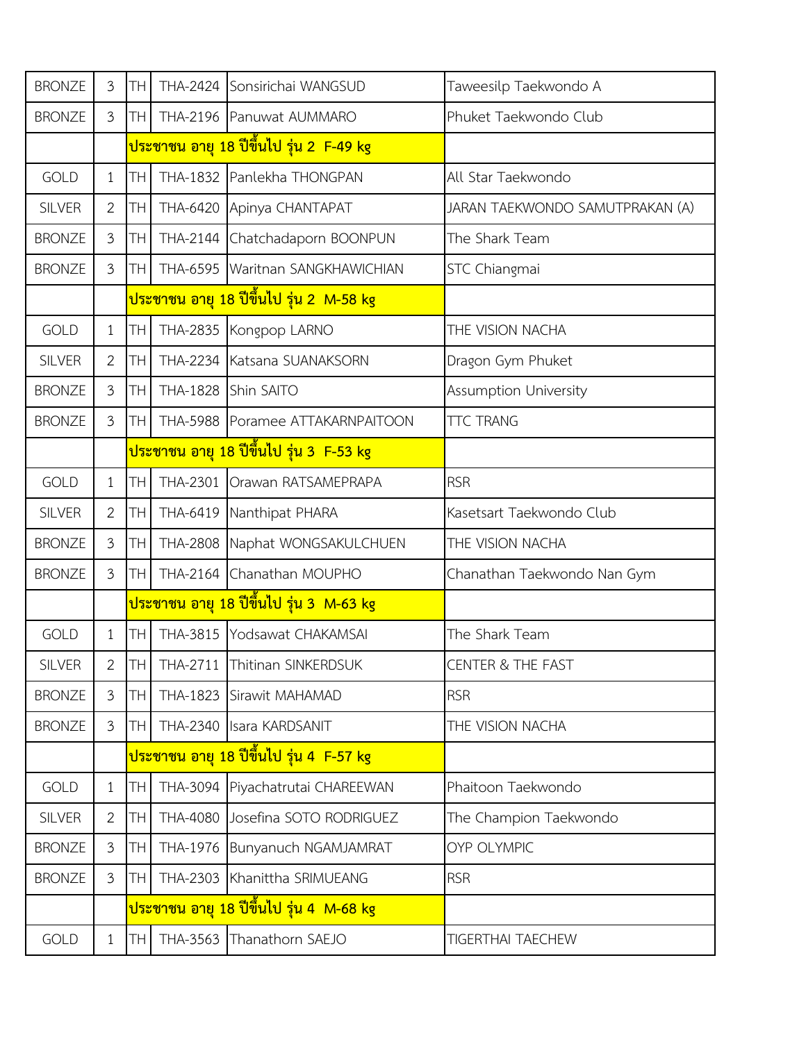| | | | | | |
|---|---|---|---|---|---|
| BRONZE | 3 | TH | THA-2424 | Sonsirichai WANGSUD | Taweesilp Taekwondo A |
| BRONZE | 3 | TH | THA-2196 | Panuwat AUMMARO | Phuket Taekwondo Club |
| | | **ประชาชน อายุ 18 ปีขึ้นไป รุ่น 2  F-49 kg** | | | |
| GOLD | 1 | TH | THA-1832 | Panlekha THONGPAN | All Star Taekwondo |
| SILVER | 2 | TH | THA-6420 | Apinya CHANTAPAT | JARAN TAEKWONDO SAMUTPRAKAN (A) |
| BRONZE | 3 | TH | THA-2144 | Chatchadaporn BOONPUN | The Shark Team |
| BRONZE | 3 | TH | THA-6595 | Waritnan SANGKHAWICHIAN | STC Chiangmai |
| | | **ประชาชน อายุ 18 ปีขึ้นไป รุ่น 2  M-58 kg** | | | |
| GOLD | 1 | TH | THA-2835 | Kongpop LARNO | THE VISION NACHA |
| SILVER | 2 | TH | THA-2234 | Katsana SUANAKSORN | Dragon Gym Phuket |
| BRONZE | 3 | TH | THA-1828 | Shin SAITO | Assumption University |
| BRONZE | 3 | TH | THA-5988 | Poramee ATTAKARNPAITOON | TTC TRANG |
| | | **ประชาชน อายุ 18 ปีขึ้นไป รุ่น 3  F-53 kg** | | | |
| GOLD | 1 | TH | THA-2301 | Orawan RATSAMEPRAPA | RSR |
| SILVER | 2 | TH | THA-6419 | Nanthipat PHARA | Kasetsart Taekwondo Club |
| BRONZE | 3 | TH | THA-2808 | Naphat WONGSAKULCHUEN | THE VISION NACHA |
| BRONZE | 3 | TH | THA-2164 | Chanathan MOUPHO | Chanathan Taekwondo Nan Gym |
| | | **ประชาชน อายุ 18 ปีขึ้นไป รุ่น 3  M-63 kg** | | | |
| GOLD | 1 | TH | THA-3815 | Yodsawat CHAKAMSAI | The Shark Team |
| SILVER | 2 | TH | THA-2711 | Thitinan SINKERDSUK | CENTER & THE FAST |
| BRONZE | 3 | TH | THA-1823 | Sirawit MAHAMAD | RSR |
| BRONZE | 3 | TH | THA-2340 | Isara KARDSANIT | THE VISION NACHA |
| | | **ประชาชน อายุ 18 ปีขึ้นไป รุ่น 4  F-57 kg** | | | |
| GOLD | 1 | TH | THA-3094 | Piyachatrutai CHAREEWAN | Phaitoon Taekwondo |
| SILVER | 2 | TH | THA-4080 | Josefina SOTO RODRIGUEZ | The Champion Taekwondo |
| BRONZE | 3 | TH | THA-1976 | Bunyanuch NGAMJAMRAT | OYP OLYMPIC |
| BRONZE | 3 | TH | THA-2303 | Khanittha SRIMUEANG | RSR |
| | | **ประชาชน อายุ 18 ปีขึ้นไป รุ่น 4  M-68 kg** | | | |
| GOLD | 1 | TH | THA-3563 | Thanathorn SAEJO | TIGERTHAI TAECHEW |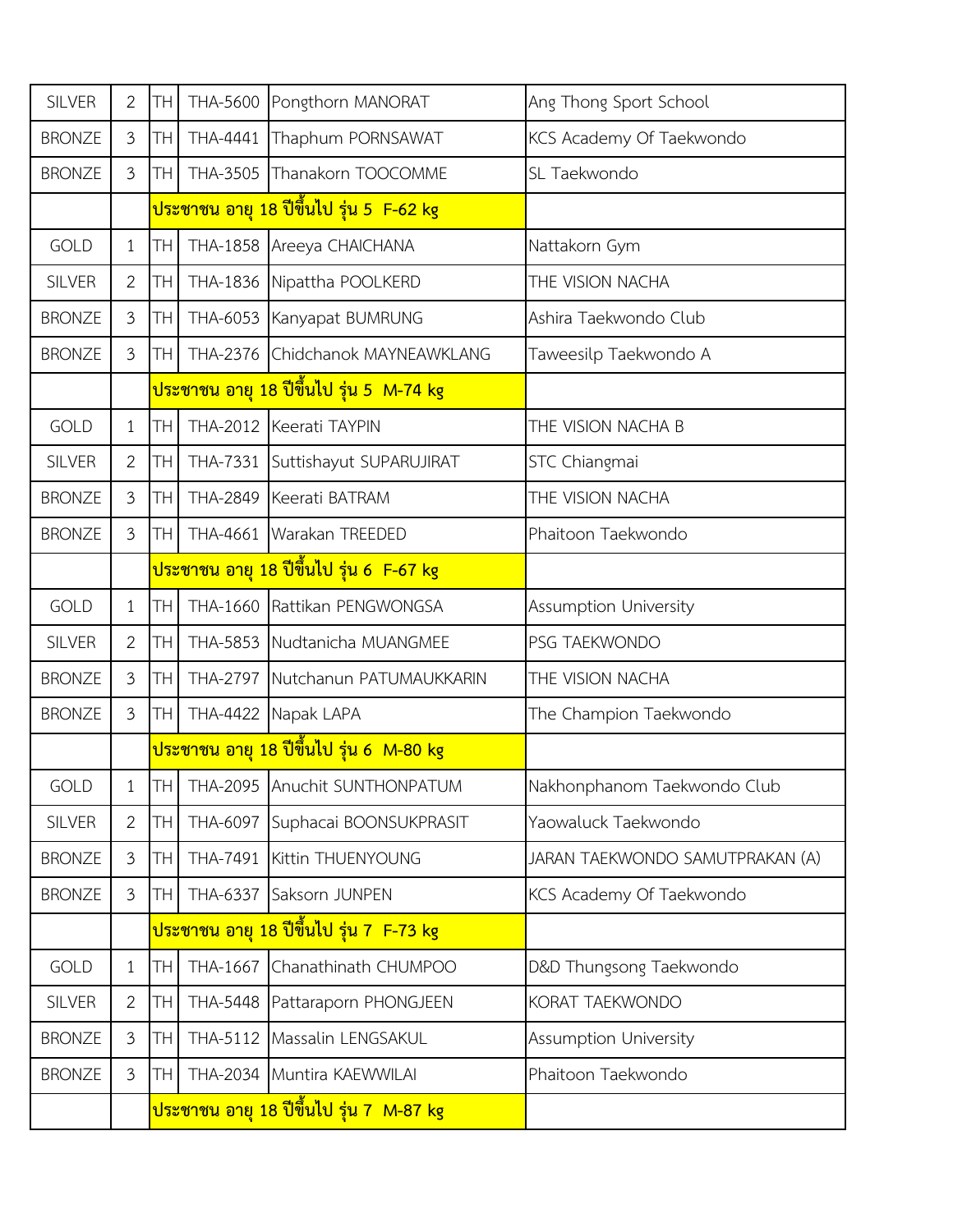| | | | | | |
|---|---|---|---|---|---|
| SILVER | 2 | TH | THA-5600 | Pongthorn MANORAT | Ang Thong Sport School |
| BRONZE | 3 | TH | THA-4441 | Thaphum PORNSAWAT | KCS Academy Of Taekwondo |
| BRONZE | 3 | TH | THA-3505 | Thanakorn TOOCOMME | SL Taekwondo |
| | | **ประชาชน อายุ 18 ปีขึ้นไป รุ่น 5 F-62 kg** | | | |
| GOLD | 1 | TH | THA-1858 | Areeya CHAICHANA | Nattakorn Gym |
| SILVER | 2 | TH | THA-1836 | Nipattha POOLKERD | THE VISION NACHA |
| BRONZE | 3 | TH | THA-6053 | Kanyapat BUMRUNG | Ashira Taekwondo Club |
| BRONZE | 3 | TH | THA-2376 | Chidchanok MAYNEAWKLANG | Taweesilp Taekwondo A |
| | | **ประชาชน อายุ 18 ปีขึ้นไป รุ่น 5 M-74 kg** | | | |
| GOLD | 1 | TH | THA-2012 | Keerati TAYPIN | THE VISION NACHA B |
| SILVER | 2 | TH | THA-7331 | Suttishayut SUPARUJIRAT | STC Chiangmai |
| BRONZE | 3 | TH | THA-2849 | Keerati BATRAM | THE VISION NACHA |
| BRONZE | 3 | TH | THA-4661 | Warakan TREEDED | Phaitoon Taekwondo |
| | | **ประชาชน อายุ 18 ปีขึ้นไป รุ่น 6 F-67 kg** | | | |
| GOLD | 1 | TH | THA-1660 | Rattikan PENGWONGSA | Assumption University |
| SILVER | 2 | TH | THA-5853 | Nudtanicha MUANGMEE | PSG TAEKWONDO |
| BRONZE | 3 | TH | THA-2797 | Nutchanun PATUMAUKKARIN | THE VISION NACHA |
| BRONZE | 3 | TH | THA-4422 | Napak LAPA | The Champion Taekwondo |
| | | **ประชาชน อายุ 18 ปีขึ้นไป รุ่น 6 M-80 kg** | | | |
| GOLD | 1 | TH | THA-2095 | Anuchit SUNTHONPATUM | Nakhonphanom Taekwondo Club |
| SILVER | 2 | TH | THA-6097 | Suphacai BOONSUKPRASIT | Yaowaluck Taekwondo |
| BRONZE | 3 | TH | THA-7491 | Kittin THUENYOUNG | JARAN TAEKWONDO SAMUTPRAKAN (A) |
| BRONZE | 3 | TH | THA-6337 | Saksorn JUNPEN | KCS Academy Of Taekwondo |
| | | **ประชาชน อายุ 18 ปีขึ้นไป รุ่น 7 F-73 kg** | | | |
| GOLD | 1 | TH | THA-1667 | Chanathinath CHUMPOO | D&D Thungsong Taekwondo |
| SILVER | 2 | TH | THA-5448 | Pattaraporn PHONGJEEN | KORAT TAEKWONDO |
| BRONZE | 3 | TH | THA-5112 | Massalin LENGSAKUL | Assumption University |
| BRONZE | 3 | TH | THA-2034 | Muntira KAEWWILAI | Phaitoon Taekwondo |
| | | **ประชาชน อายุ 18 ปีขึ้นไป รุ่น 7 M-87 kg** | | | |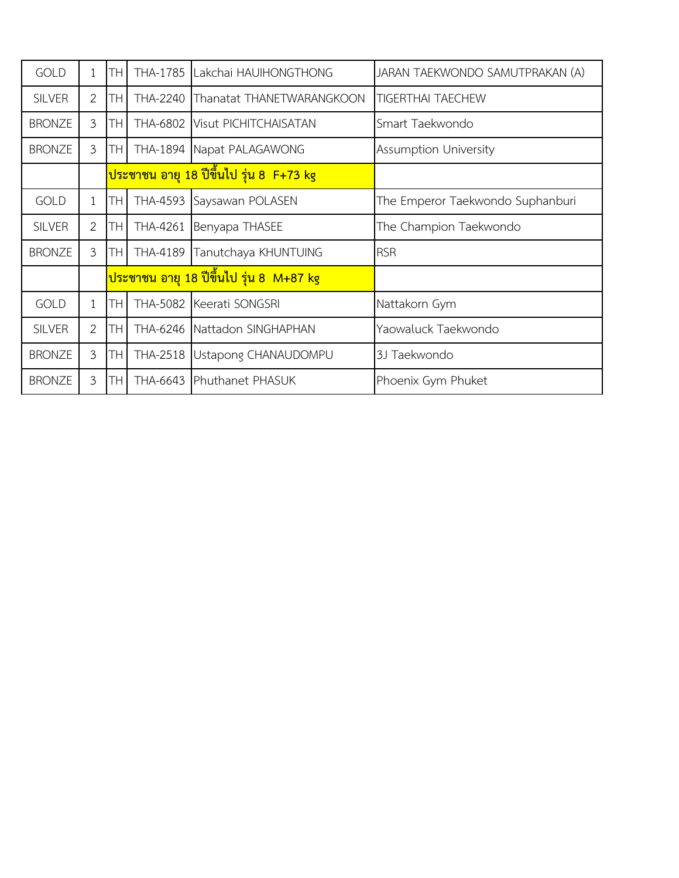| | | | | | |
|---|---|---|---|---|---|
| GOLD | 1 | TH | THA-1785 | Lakchai HAUIHONGTHONG | JARAN TAEKWONDO SAMUTPRAKAN (A) |
| SILVER | 2 | TH | THA-2240 | Thanatat THANETWARANGKOON | TIGERTHAI TAECHEW |
| BRONZE | 3 | TH | THA-6802 | Visut PICHITCHAISATAN | Smart Taekwondo |
| BRONZE | 3 | TH | THA-1894 | Napat PALAGAWONG | Assumption University |
| | | **ประชาชน อายุ 18 ปีขึ้นไป รุ่น 8 F+73 kg** | | | |
| GOLD | 1 | TH | THA-4593 | Saysawan POLASEN | The Emperor Taekwondo Suphanburi |
| SILVER | 2 | TH | THA-4261 | Benyapa THASEE | The Champion Taekwondo |
| BRONZE | 3 | TH | THA-4189 | Tanutchaya KHUNTUING | RSR |
| | | **ประชาชน อายุ 18 ปีขึ้นไป รุ่น 8 M+87 kg** | | | |
| GOLD | 1 | TH | THA-5082 | Keerati SONGSRI | Nattakorn Gym |
| SILVER | 2 | TH | THA-6246 | Nattadon SINGHAPHAN | Yaowaluck Taekwondo |
| BRONZE | 3 | TH | THA-2518 | Ustapong CHANAUDOMPU | 3J Taekwondo |
| BRONZE | 3 | TH | THA-6643 | Phuthanet PHASUK | Phoenix Gym Phuket |